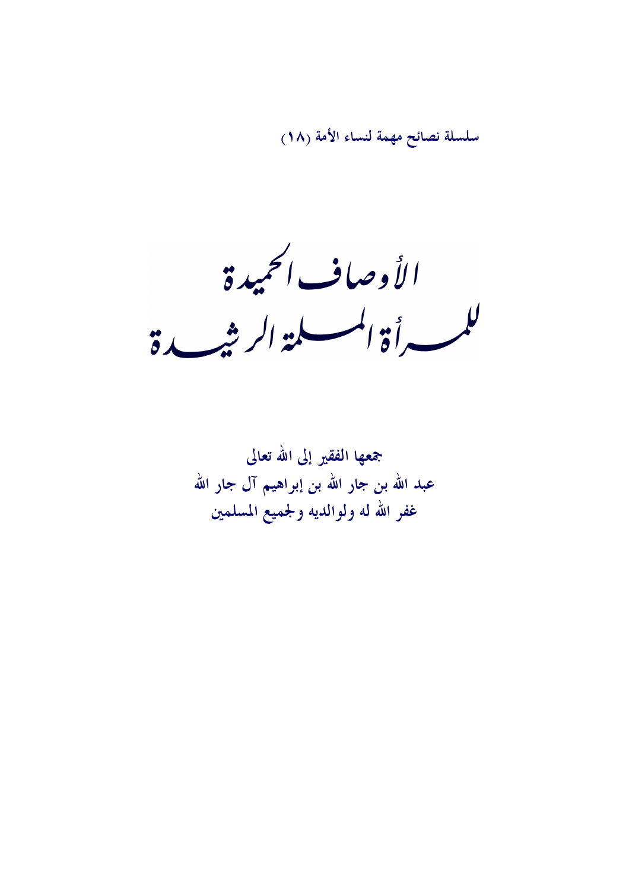سلسلة نصائح مهمة لنساء الأمة (١٨)

# الأوصاف الحميدة للمرأة المسلمة الرشيدة

جمعها الفقير إلى الله تعالى

عبد الله بن جار الله بن إبراهيم آل جار الله

غفر الله له ولوالديه ولجميع المسلمين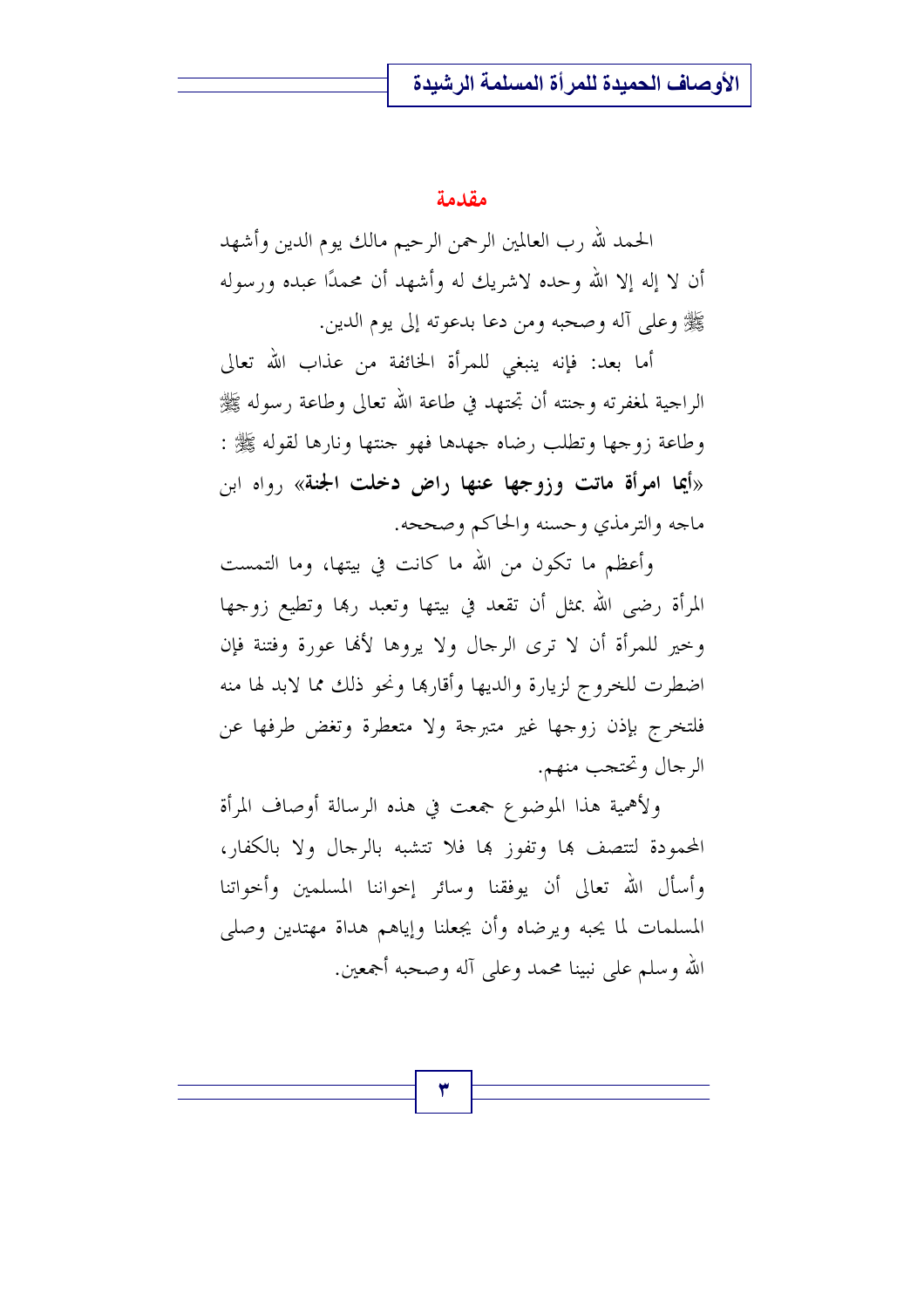## مقدمة

الحمد لله رب العالمين الرحمن الرحيم مالك يوم الدين وأشهد أن لا إله إلا الله وحده لاشريك له وأشهد أن محمدًا عبده ورسوله ﷺ وعلى آله وصحبه ومن دعا بدعوته إلى يوم الدين.

أما بعد: فإنه ينبغي للمرأة الخائفة من عذاب الله تعالى الراجية لمغفرته وجنته أن تجتهد في طاعة الله تعالى وطاعة رسوله ﷺ وطاعة زوجها وتطلب رضاه جهدها فهو جنتها ونارها لقوله ﷺ : «**أيما امرأة ماتت وزوجها عنها راض دخلت الجنة**» رواه ابن ماجه والترمذي وحسنه والحاكم وصححه.

وأعظم ما تكون من الله ما كانت في بيتها، وما التمست المرأة رضى الله بمثل أن تقعد في بيتها وتعبد ربها وتطيع زوجها وخير للمرأة أن لا ترى الرجال ولا يروها لأنها عورة وفتنة فإن اضطرت للخروج لزيارة والديها وأقاربها ونحو ذلك مما لابد لها منه فلتخرج بإذن زوجها غير متبرجة ولا متعطرة وتغض طرفها عن الرجال وتحتجب منهم.

ولأهمية هذا الموضوع جمعت في هذه الرسالة أوصاف المرأة المحمودة لتتصف بها وتفوز بها فلا تتشبه بالرجال ولا بالكفار، وأسأل الله تعالى أن يوفقنا وسائر إخواننا المسلمين وأخواتنا المسلمات لما يحبه ويرضاه وأن يجعلنا وإياهم هداة مهتدين وصلى الله وسلم على نبينا محمد وعلى آله وصحبه أجمعين.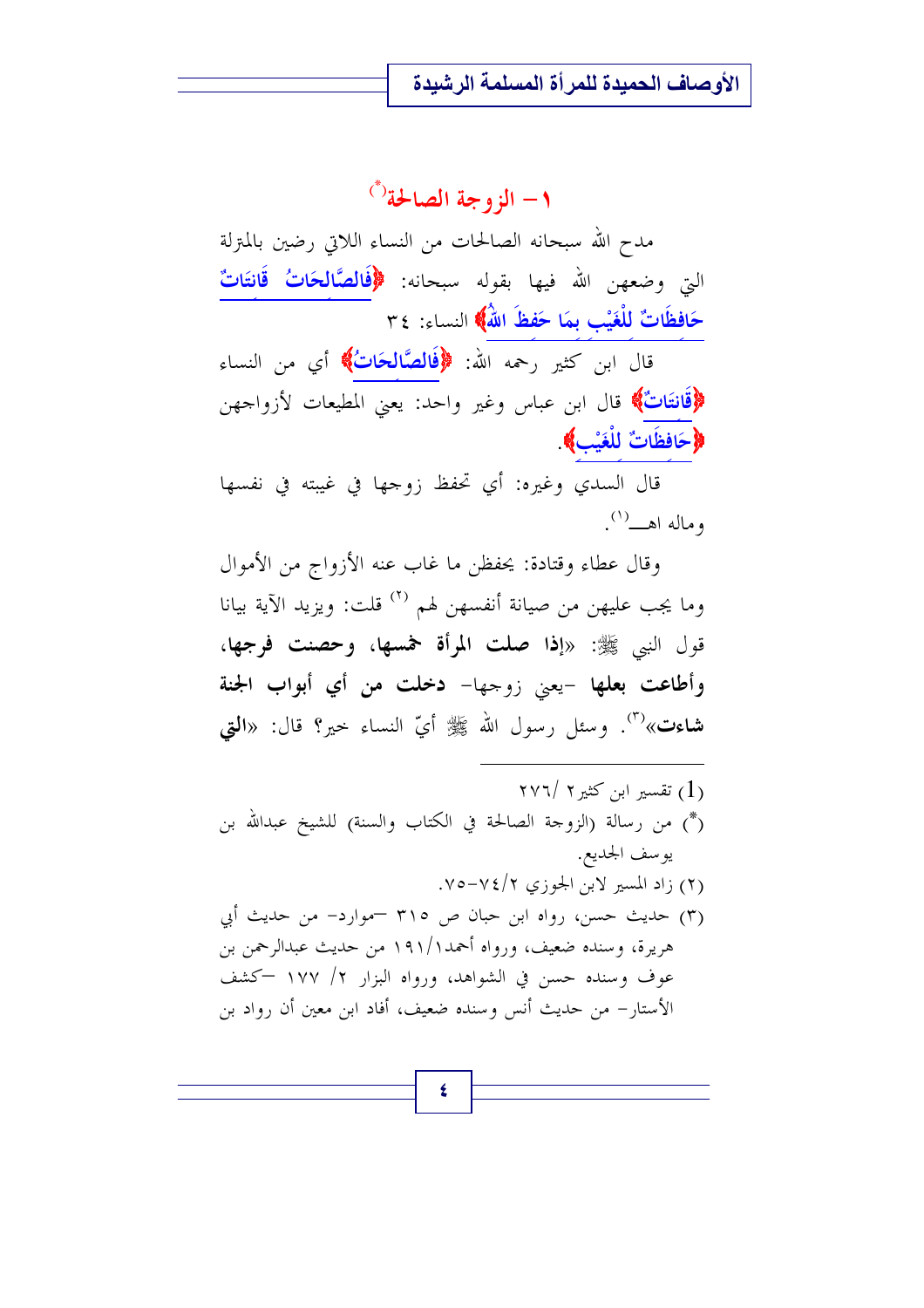## ١- الزوجة الصالحة(*)

مدح الله سبحانه الصالحات من النساء اللاتي رضين بالمترلة التي وضعهن الله فيها بقوله سبحانه: ﴿فَالصَّالِحَاتُ قَانِتَاتٌ حَافِظَاتٌ لِلْغَيْبِ بِمَا حَفِظَ اللَّهُ﴾ النساء: ٣٤

قال ابن كثير رحمه الله: ﴿فَالصَّالِحَاتُ﴾ أي من النساء ﴿قَانِتَاتٌ﴾ قال ابن عباس وغير واحد: يعني المطيعات لأزواجهن ﴿حَافِظَاتٌ لِلْغَيْبِ﴾.

قال السدي وغيره: أي تحفظ زوجها في غيبته في نفسها وماله اهـ(١).

وقال عطاء وقتادة: يحفظن ما غاب عنه الأزواج من الأموال وما يجب عليهن من صيانة أنفسهن لهم (٢) قلت: ويزيد الآية بيانا قول النبي ﷺ: «**إذا صلت المرأة خمسها، وحصنت فرجها، وأطاعت بعلها** -يعني زوجها- **دخلت من أي أبواب الجنة شاءت**»(٣). وسئل رسول الله ﷺ أيّ النساء خير؟ قال: «**التي**

---

(1) تفسير ابن كثير ٢/ ٢٧٦

(*) من رسالة (الزوجة الصالحة في الكتاب والسنة) للشيخ عبدالله بن يوسف الجديع.

(٢) زاد المسير لابن الجوزي ٢/٧٤-٧٥.

(٣) حديث حسن، رواه ابن حبان ص ٣١٥ –موارد- من حديث أبي هريرة، وسنده ضعيف، ورواه أحمد١/١٩١ من حديث عبدالرحمن بن عوف وسنده حسن في الشواهد، ورواه البزار ٢/ ١٧٧ –كشف الأستار- من حديث أنس وسنده ضعيف، أفاد ابن معين أن رواد بن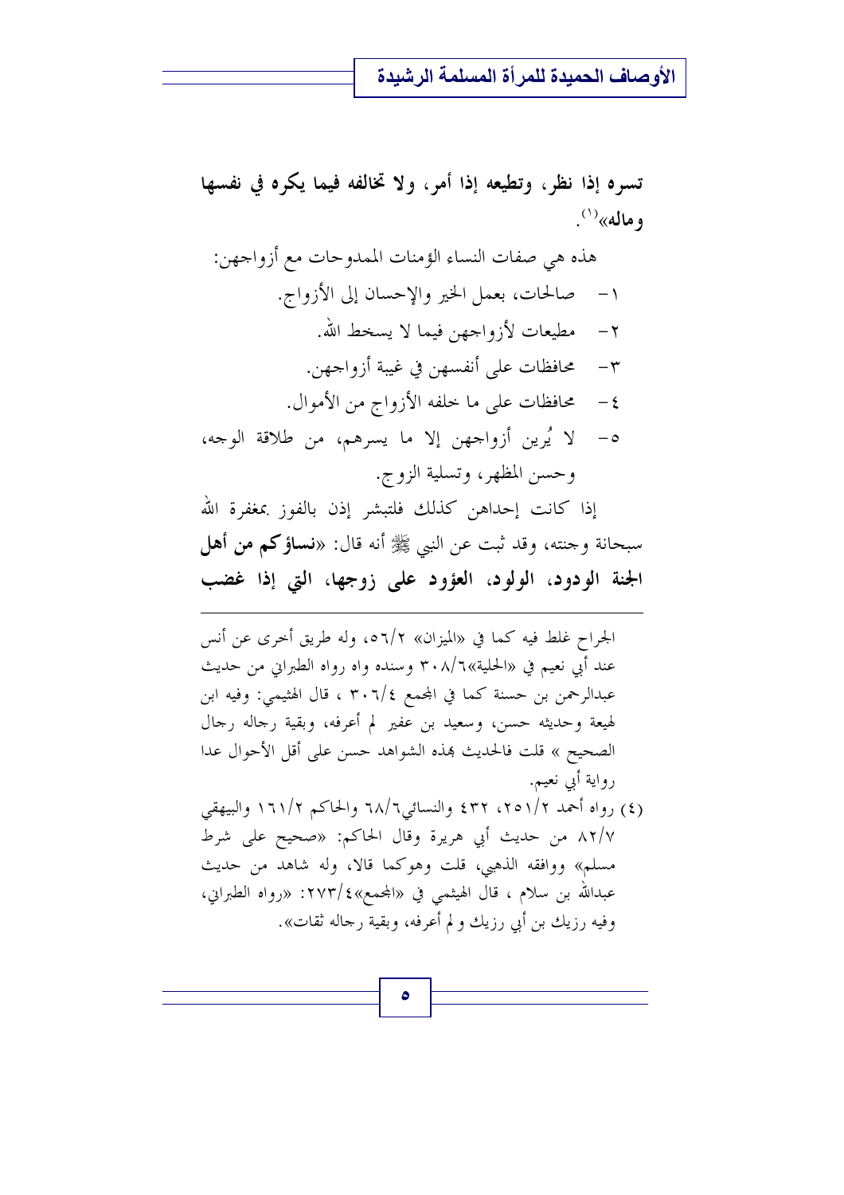**تسره إذا نظر، وتطيعه إذا أمر، ولا تخالفه فيما يكره في نفسها وماله»**[1].

هذه هي صفات النساء المؤمنات الممدوحات مع أزواجهن:

١- صالحات، بعمل الخير والإحسان إلى الأزواج.

٢- مطيعات لأزواجهن فيما لا يسخط الله.

٣- محافظات على أنفسهن في غيبة أزواجهن.

٤- محافظات على ما خلفه الأزواج من الأموال.

٥- لا يُرين أزواجهن إلا ما يسرهم، من طلاقة الوجه، وحسن المظهر، وتسلية الزوج.

إذا كانت إحداهن كذلك فلتبشر إذن بالفوز بمغفرة الله سبحانه وجنته، وقد ثبت عن النبي ﷺ أنه قال: «**نساؤكم من أهل الجنة الودود، الولود، العؤود على زوجها، التي إذا غضب**

---

الجراح غلط فيه كما في «الميزان» ٥٦/٢، وله طريق أخرى عن أنس عند أبي نعيم في «الحلية»٣٠٨/٦ وسنده واه رواه الطبراني من حديث عبدالرحمن بن حسنة كما في المجمع ٣٠٦/٤ ، قال الهثيمي: وفيه ابن لهيعة وحديثه حسن، وسعيد بن عفير لم أعرفه، وبقية رجاله رجال الصحيح » قلت فالحديث بهذه الشواهد حسن على أقل الأحوال عدا رواية أبي نعيم.

(٤) رواه أحمد ٢٥١/٢، ٤٣٢ والنسائي٦٨/٦ والحاكم ١٦١/٢ والبيهقي ٨٢/٧ من حديث أبي هريرة وقال الحاكم: «صحيح على شرط مسلم» ووافقه الذهبي، قلت وهوكما قالا، وله شاهد من حديث عبدالله بن سلام ، قال الهيثمي في «المجمع»٢٧٣/٤: «رواه الطبراني، وفيه رزيك بن أبي رزيك و لم أعرفه، وبقية رجاله ثقات».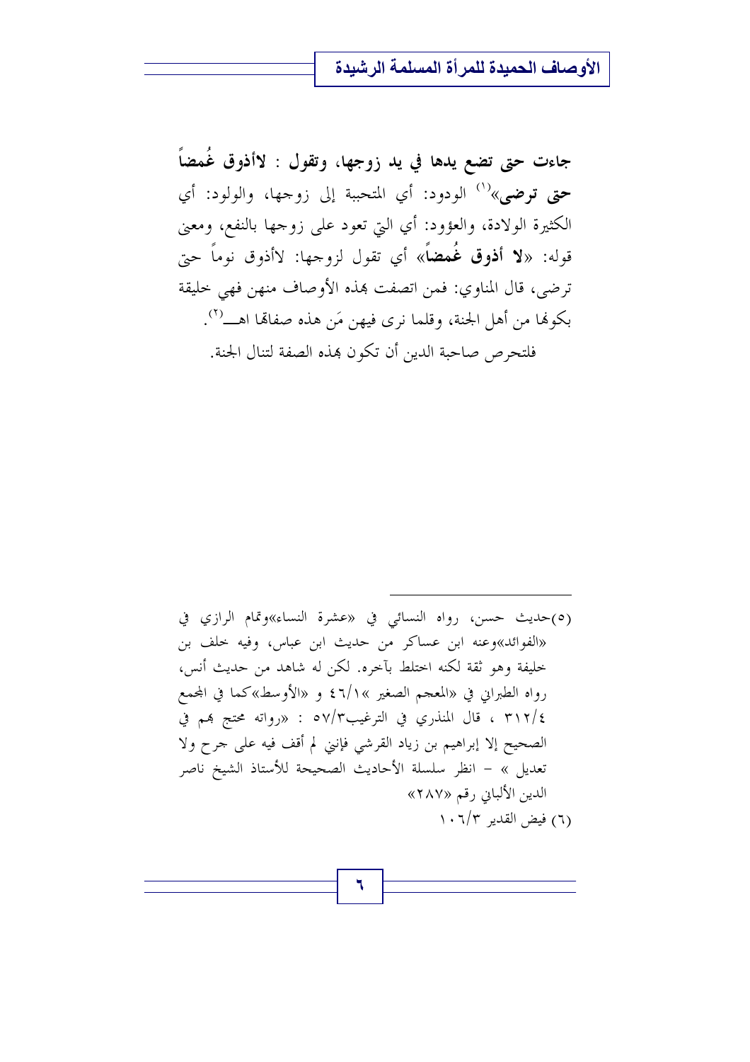**جاءت حتى تضع يدها في يد زوجها، وتقول : لاأذوق غُمضاً حتى ترضى»**[1] الودود: أي المتحببة إلى زوجها، والولود: أي الكثيرة الولادة، والعؤود: أي التي تعود على زوجها بالنفع، ومعنى قوله: «**لا أذوق غُمضاً**» أي تقول لزوجها: لاأذوق نوماً حتى ترضى، قال المناوي: فمن اتصفت بهذه الأوصاف منهن فهي خليقة بكونها من أهل الجنة، وقلما نرى فيهن مَن هذه صفاتها اهـ[2].

فلتحرص صاحبة الدين أن تكون بهذه الصفة لتنال الجنة.

---

(٥)حديث حسن، رواه النسائي في «عشرة النساء»وتمام الرازي في «الفوائد»وعنه ابن عساكر من حديث ابن عباس، وفيه خلف بن خليفة وهو ثقة لكنه اختلط بآخره. لكن له شاهد من حديث أنس، رواه الطبراني في «المعجم الصغير »٤٦/١ و «الأوسط»كما في المجمع ٣١٢/٤ ، قال المنذري في الترغيب٥٧/٣ : «رواته محتج بهم في الصحيح إلا إبراهيم بن زياد القرشي فإنني لم أقف فيه على جرح ولا تعديل » - انظر سلسلة الأحاديث الصحيحة للأستاذ الشيخ ناصر الدين الألباني رقم «٢٨٧»

(٦) فيض القدير ١٠٦/٣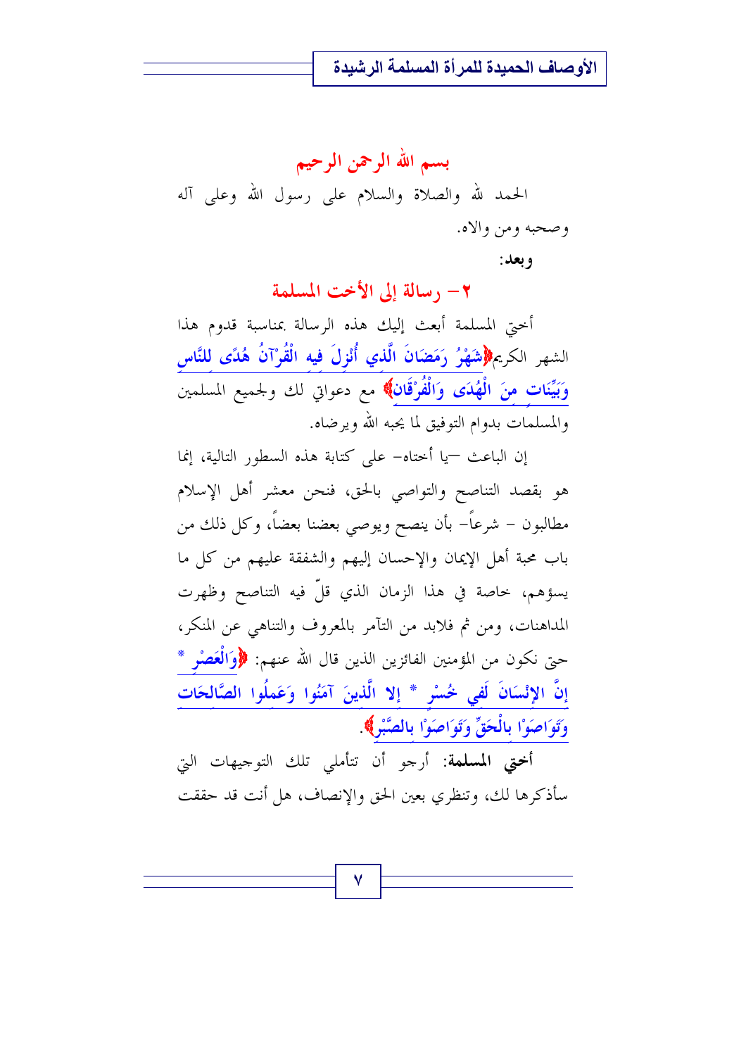## بسم الله الرحمن الرحيم

الحمد لله والصلاة والسلام على رسول الله وعلى آله وصحبه ومن والاه.

**وبعد:**

## ٢- رسالة إلى الأخت المسلمة

أختي المسلمة أبعث إليك هذه الرسالة بمناسبة قدوم هذا الشهر الكريم﴿شَهْرُ رَمَضَانَ الَّذِي أُنْزِلَ فِيهِ الْقُرْآنُ هُدًى لِلنَّاسِ وَبَيِّنَاتٍ مِنَ الْهُدَى وَالْفُرْقَانِ﴾ مع دعواتي لك ولجميع المسلمين والمسلمات بدوام التوفيق لما يحبه الله ويرضاه.

إن الباعث –يا أختاه– على كتابة هذه السطور التالية، إنما هو بقصد التناصح والتواصي بالحق، فنحن معشر أهل الإسلام مطالبون – شرعاً– بأن ينصح ويوصي بعضنا بعضاً، وكل ذلك من باب محبة أهل الإيمان والإحسان إليهم والشفقة عليهم من كل ما يسؤهم، خاصة في هذا الزمان الذي قلّ فيه التناصح وظهرت المداهنات، ومن ثم فلابد من التآمر بالمعروف والتناهي عن المنكر، حتى نكون من المؤمنين الفائزين الذين قال الله عنهم: ﴿وَالْعَصْرِ * إِنَّ الإِنْسَانَ لَفِي خُسْرٍ * إِلا الَّذِينَ آمَنُوا وَعَمِلُوا الصَّالِحَاتِ وَتَوَاصَوْا بِالْحَقِّ وَتَوَاصَوْا بِالصَّبْرِ﴾.

**أختي المسلمة**: أرجو أن تتأملي تلك التوجيهات التي سأذكرها لك، وتنظري بعين الحق والإنصاف، هل أنت قد حققت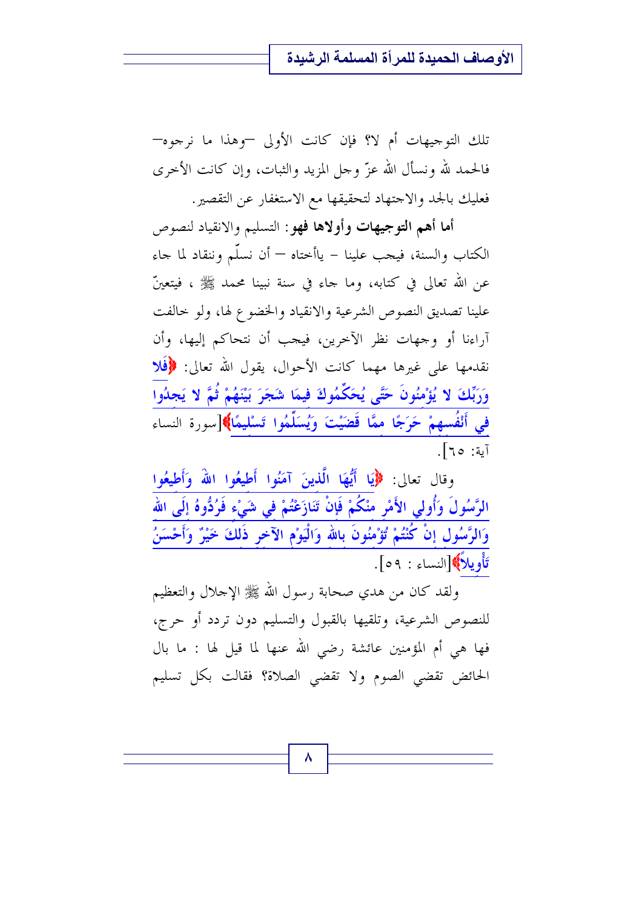تلك التوجيهات أم لا؟ فإن كانت الأولى –وهذا ما نرجوه– فالحمد لله ونسأل الله عزّ وجل المزيد والثبات، وإن كانت الأخرى فعليك بالجد والاجتهاد لتحقيقها مع الاستغفار عن التقصير.

**أما أهم التوجيهات وأولاها فهو**: التسليم والانقياد لنصوص الكتاب والسنة، فيجب علينا – يأخواته – أن نسلّم وننقاد لما جاء عن الله تعالى في كتابه، وما جاء في سنة نبينا محمد ﷺ ، فيتعينّ علينا تصديق النصوص الشرعية والانقياد والخضوع لها، ولو خالفت آراءنا أو وجهات نظر الآخرين، فيجب أن نتحاكم إليها، وأن نقدمها على غيرها مهما كانت الأحوال، يقول الله تعالى: ﴿فَلا وَرَبِّكَ لا يُؤْمِنُونَ حَتَّى يُحَكِّمُوكَ فِيمَا شَجَرَ بَيْنَهُمْ ثُمَّ لا يَجِدُوا فِي أَنْفُسِهِمْ حَرَجًا مِمَّا قَضَيْتَ وَيُسَلِّمُوا تَسْلِيمًا﴾[سورة النساء آية: ٦٥].

وقال تعالى: ﴿يَا أَيُّهَا الَّذِينَ آمَنُوا أَطِيعُوا اللهَ وَأَطِيعُوا الرَّسُولَ وَأُولِي الأَمْرِ مِنْكُمْ فَإِنْ تَنَازَعْتُمْ فِي شَيْءٍ فَرُدُّوهُ إِلَى اللهِ وَالرَّسُولِ إِنْ كُنْتُمْ تُؤْمِنُونَ بِاللهِ وَالْيَوْمِ الآخِرِ ذَلِكَ خَيْرٌ وَأَحْسَنُ تَأْوِيلا﴾[النساء : ٥٩].

ولقد كان من هدي صحابة رسول الله ﷺ الإجلال والتعظيم للنصوص الشرعية، وتلقيها بالقبول والتسليم دون تردد أو حرج، فها هي أم المؤمنين عائشة رضي الله عنها لما قيل لها : ما بال الحائض تقضي الصوم ولا تقضي الصلاة؟ فقالت بكل تسليم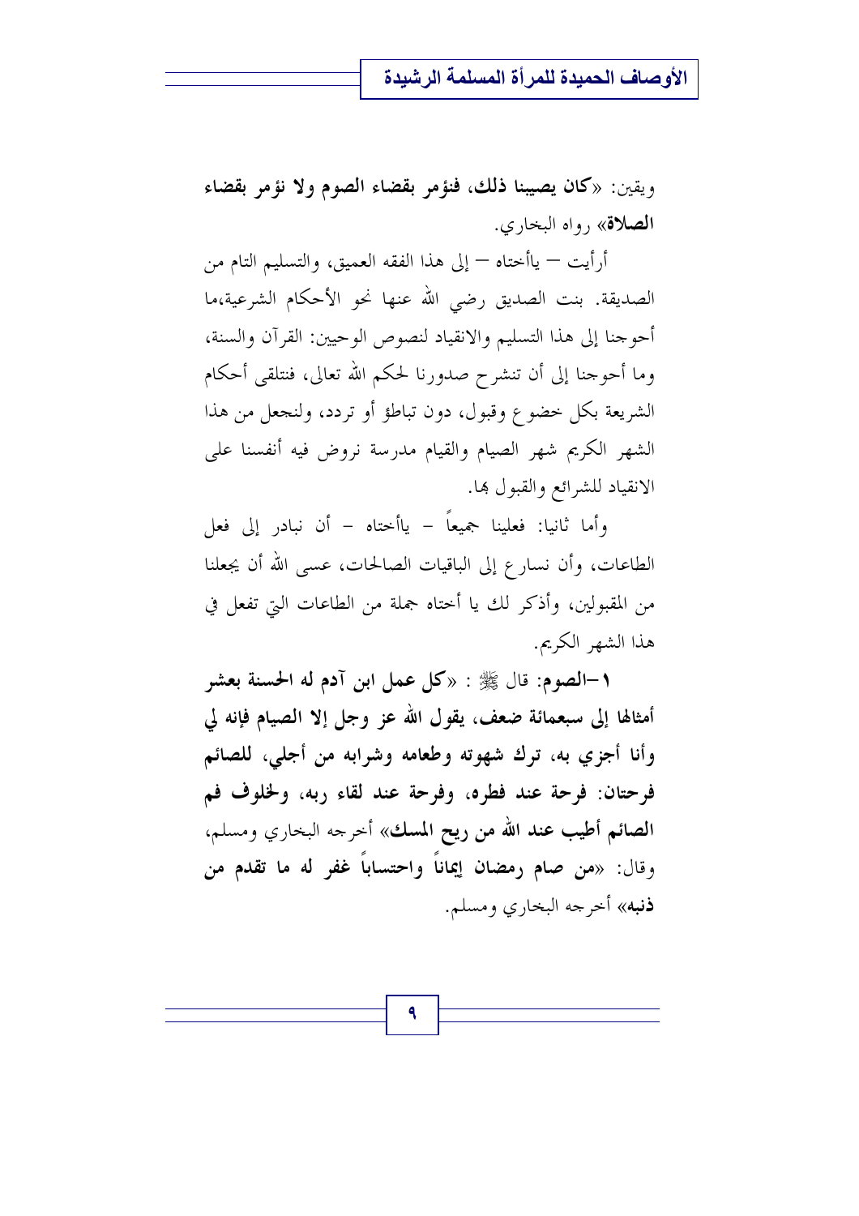ويقين: «**كان يصيبنا ذلك، فنؤمر بقضاء الصوم ولا نؤمر بقضاء الصلاة**» رواه البخاري.

أرأيت — ياأختاه — إلى هذا الفقه العميق، والتسليم التام من الصديقة. بنت الصديق رضي الله عنها نحو الأحكام الشرعية،ما أحوجنا إلى هذا التسليم والانقياد لنصوص الوحيين: القرآن والسنة، وما أحوجنا إلى أن تنشرح صدورنا لحكم الله تعالى، فنتلقى أحكام الشريعة بكل خضوع وقبول، دون تباطؤ أو تردد، ولنجعل من هذا الشهر الكريم شهر الصيام والقيام مدرسة نروض فيه أنفسنا على الانقياد للشرائع والقبول بها.

وأما ثانيا: فعلينا جميعاً – ياأختاه – أن نبادر إلى فعل الطاعات، وأن نسارع إلى الباقيات الصالحات، عسى الله أن يجعلنا من المقبولين، وأذكر لك يا أختاه جملة من الطاعات التي تفعل في هذا الشهر الكريم.

**١ –الصوم:** قال ﷺ : «**كل عمل ابن آدم له الحسنة بعشر أمثالها إلى سبعمائة ضعف، يقول الله عز وجل إلا الصيام فإنه لي وأنا أجزي به، ترك شهوته وطعامه وشرابه من أجلي، للصائم فرحتان: فرحة عند فطره، وفرحة عند لقاء ربه، ولخلوف فم الصائم أطيب عند الله من ريح المسك**» أخرجه البخاري ومسلم، وقال: «**من صام رمضان إيماناً واحتساباً غفر له ما تقدم من ذنبه**» أخرجه البخاري ومسلم.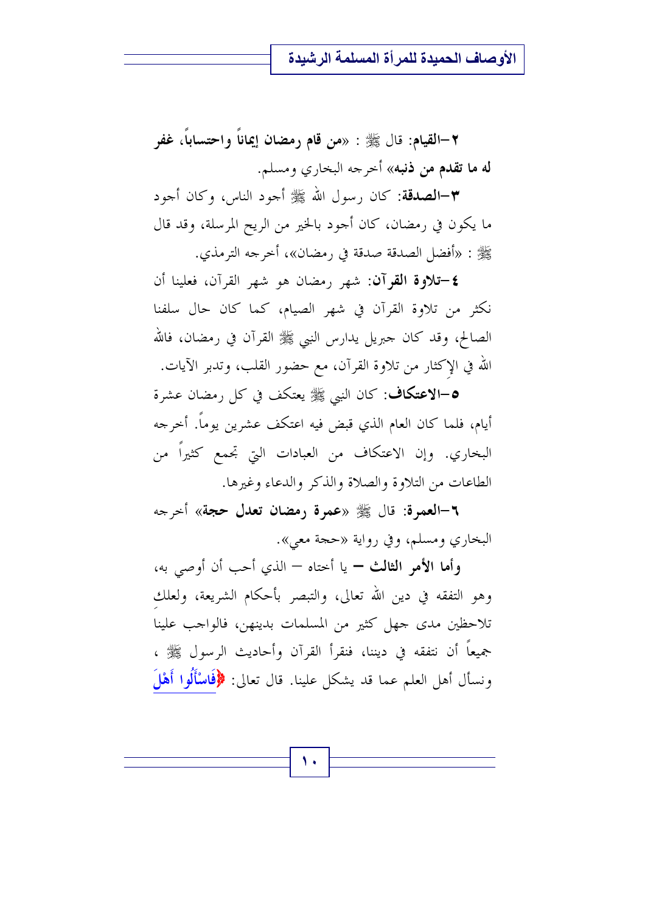**٢–القيام:** قال ﷺ : «**من قام رمضان إيماناً واحتساباً، غفر له ما تقدم من ذنبه**» أخرجه البخاري ومسلم.

**٣–الصدقة:** كان رسول الله ﷺ أجود الناس، وكان أجود ما يكون في رمضان، كان أجود بالخير من الريح المرسلة، وقد قال ﷺ : «أفضل الصدقة صدقة في رمضان»، أخرجه الترمذي.

**٤–تلاوة القرآن:** شهر رمضان هو شهر القرآن، فعلينا أن نكثر من تلاوة القرآن في شهر الصيام، كما كان حال سلفنا الصالح، وقد كان جبريل يدارس النبي ﷺ القرآن في رمضان، فالله الله في الإكثار من تلاوة القرآن، مع حضور القلب، وتدبر الآيات.

**٥–الاعتكاف:** كان النبي ﷺ يعتكف في كل رمضان عشرة أيام، فلما كان العام الذي قبض فيه اعتكف عشرين يوماً. أخرجه البخاري. وإن الاعتكاف من العبادات التي تجمع كثيراً من الطاعات من التلاوة والصلاة والذكر والدعاء وغيرها.

**٦–العمرة:** قال ﷺ «**عمرة رمضان تعدل حجة**» أخرجه البخاري ومسلم، وفي رواية «حجة معي».

**وأما الأمر الثالث** – يا أختاه – الذي أحب أن أوصي به، وهو التفقه في دين الله تعالى، والتبصر بأحكام الشريعة، ولعلكِ تلاحظين مدى جهل كثير من المسلمات بدينهن، فالواجب علينا جميعاً أن نتفقه في ديننا، فنقرأ القرآن وأحاديث الرسول ﷺ ، ونسأل أهل العلم عما قد يشكل علينا. قال تعالى: ﴿فَاسْأَلُوا أَهْلَ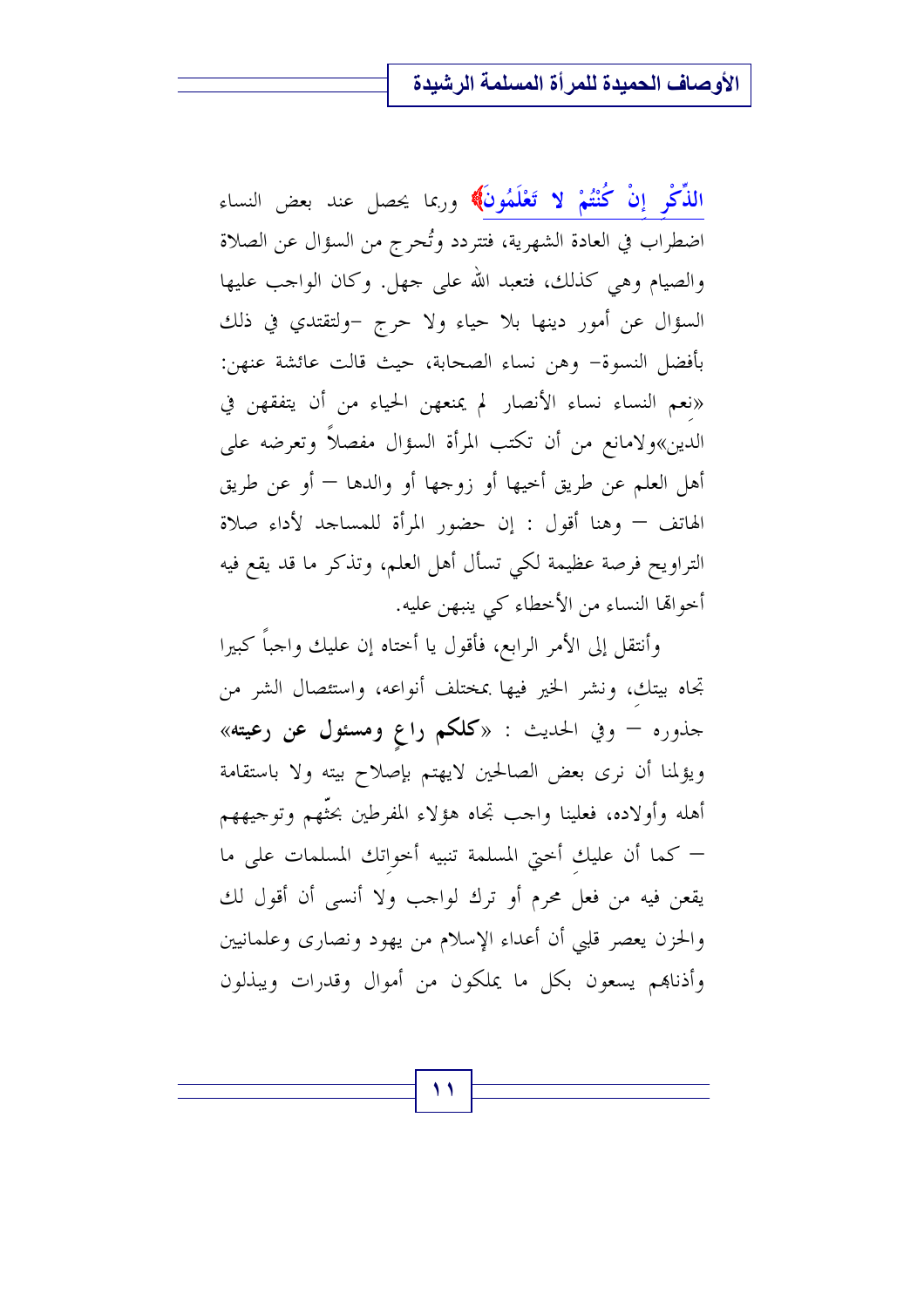الذِّكْرِ إِنْ كُنْتُمْ لا تَعْلَمُونَ﴾ وربما يحصل عند بعض النساء اضطراب في العادة الشهرية، فتتردد وتُحرج من السؤال عن الصلاة والصيام وهي كذلك، فتعبد الله على جهل. وكان الواجب عليها السؤال عن أمور دينها بلا حياء ولا حرج –ولتقتدي في ذلك بأفضل النسوة– وهن نساء الصحابة، حيث قالت عائشة عنهن: «نعم النساء نساء الأنصار لم يمنعهن الحياء من أن يتفقهن في الدين»ولامانع من أن تكتب المرأة السؤال مفصلاً وتعرضه على أهل العلم عن طريق أخيها أو زوجها أو والدها – أو عن طريق الهاتف – وهنا أقول : إن حضور المرأة للمساجد لأداء صلاة التراويح فرصة عظيمة لكي تسأل أهل العلم، وتذكر ما قد يقع فيه أخواتها النساء من الأخطاء كي ينبهن عليه.

وأنتقل إلى الأمر الرابع، فأقول يا أختاه إن عليك واجباً كبيرا تجاه بيتك، ونشر الخير فيها بمختلف أنواعه، واستئصال الشر من جذوره – وفي الحديث : «**كلكم راعٍ ومسئول عن رعيته**» ويؤلمنا أن نرى بعض الصالحين لايهتم بإصلاح بيته ولا باستقامة أهله وأولاده، فعلينا واجب تجاه هؤلاء المفرطين بحثّهم وتوجيههم – كما أن عليكِ أختي المسلمة تنبيه أخواتك المسلمات على ما يقعن فيه من فعل محرم أو ترك لواجب ولا أنسى أن أقول لك والحزن يعصر قلبي أن أعداء الإسلام من يهود ونصارى وعلمانيين وأذنابهم يسعون بكل ما يملكون من أموال وقدرات ويبذلون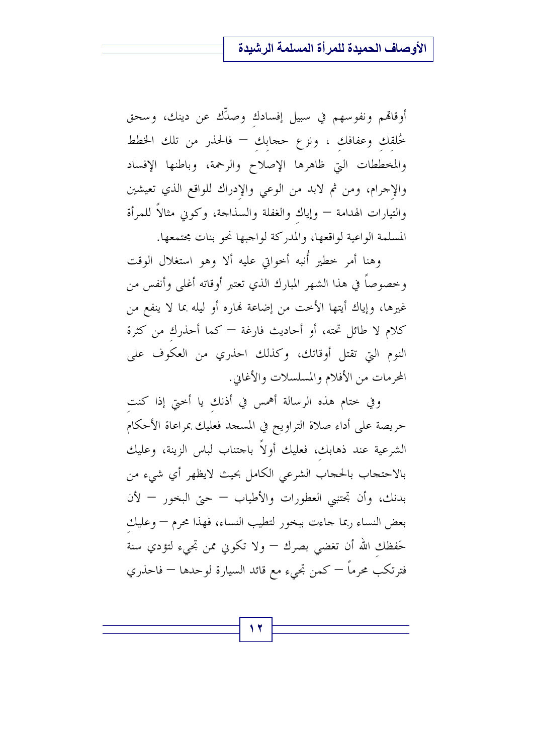أوقاتهم ونفوسهم في سبيل إفسادكِ وصدِّك عن دينك، وسحق خُلقكِ وعفافكِ ، ونزع حجابكِ – فالحذر من تلك الخطط والمخططات التي ظاهرها الإصلاح والرحمة، وباطنها الإفساد والإجرام، ومن ثم لابد من الوعي والإدراك للواقع الذي تعيشين والتيارات الهدامة – وإياكِ والغفلة والسذاجة، وكوني مثالاً للمرأة المسلمة الواعية لواقعها، والمدركة لواجبها نحو بنات مجتمعها.

وهنا أمر خطير أُنبه أخواتي عليه ألا وهو استغلال الوقت وخصوصاً في هذا الشهر المبارك الذي تعتبر أوقاته أغلى وأنفس من غيرها، وإياك أيتها الأخت من إضاعة نهاره أو ليله بما لا ينفع من كلام لا طائل تحته، أو أحاديث فارغة – كما أحذركِ من كثرة النوم التي تقتل أوقاتك، وكذلك احذري من العكوف على المحرمات من الأفلام والمسلسلات والأغاني.

وفي ختام هذه الرسالة أهمس في أذنكِ يا أختي إذا كنتِ حريصة على أداء صلاة التراويح في المسجد فعليك بمراعاة الأحكام الشرعية عند ذهابكِ، فعليك أولاً باجتناب لباس الزينة، وعليك بالاحتجاب بالحجاب الشرعي الكامل بحيث لايظهر أي شيء من بدنك، وأن تجتنبي العطورات والأطياب – حتى البخور – لأن بعض النساء ربما جاءت ببخور لتطيب النساء، فهذا محرم – وعليكِ حَفظكِ الله أن تغضي بصرك – ولا تكوني ممن تجيء لتؤدي سنة فترتكب محرماً – كمن تجيء مع قائد السيارة لوحدها – فاحذري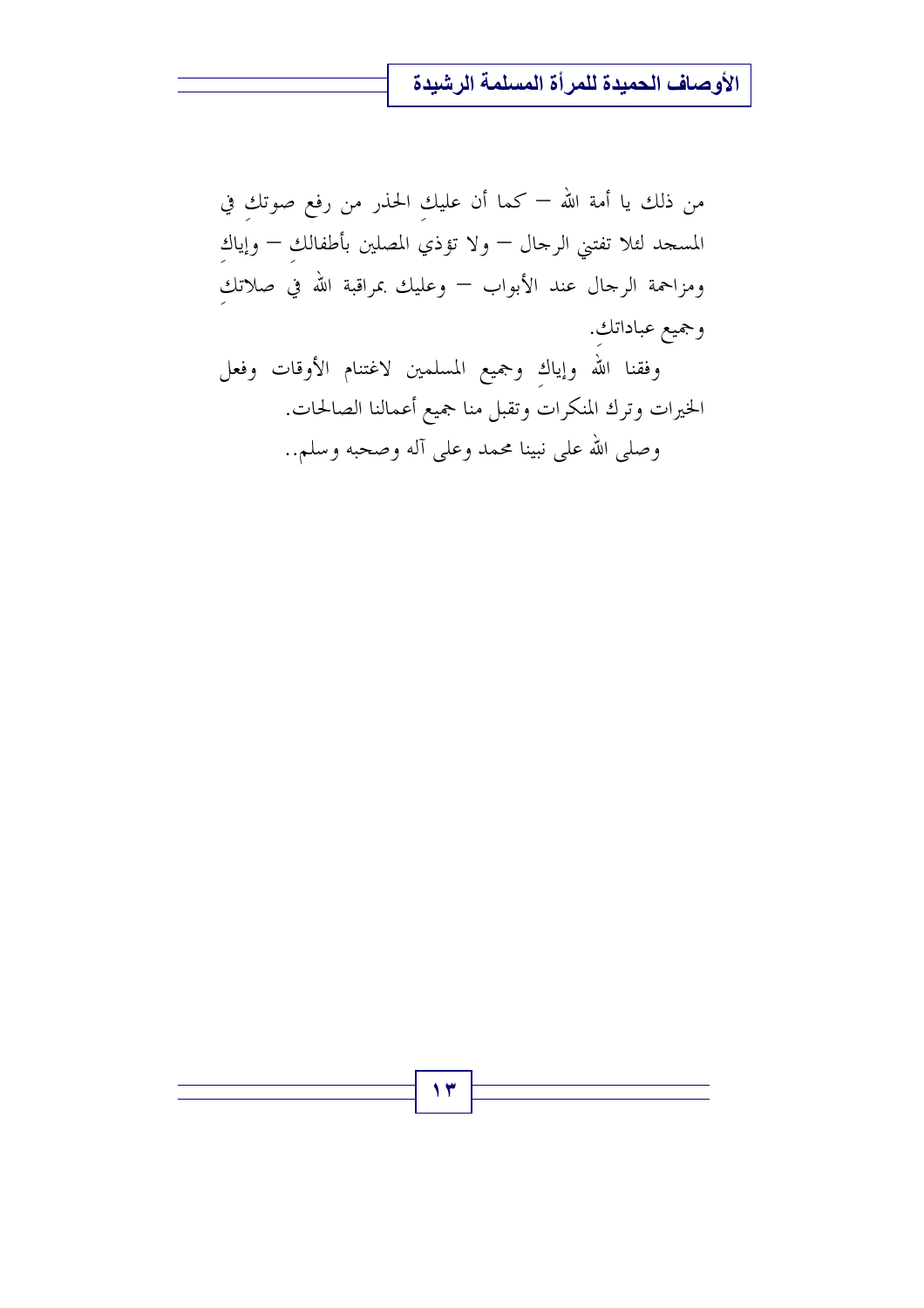من ذلك يا أمة الله – كما أن عليكِ الحذر من رفع صوتكِ في المسجد لئلا تفتني الرجال – ولا تؤذي المصلين بأطفالكِ – وإياكِ ومزاحمة الرجال عند الأبواب – وعليك بمراقبة الله في صلاتكِ وجميع عباداتك.

وفقنا الله وإياكِ وجميع المسلمين لاغتنام الأوقات وفعل الخيرات وترك المنكرات وتقبل منا جميع أعمالنا الصالحات.

وصلى الله على نبينا محمد وعلى آله وصحبه وسلم..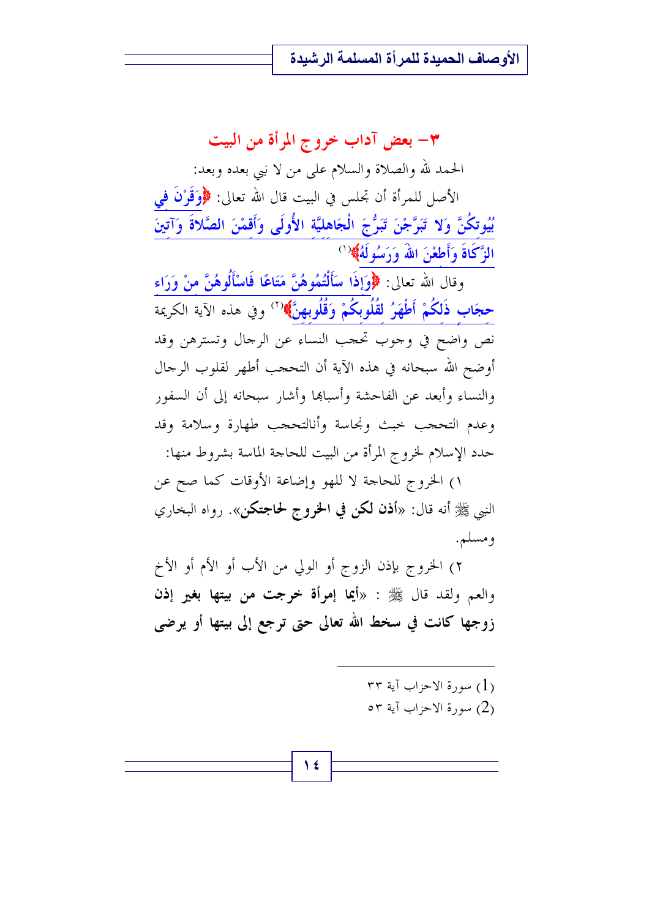## ٣- بعض آداب خروج المرأة من البيت

الحمد لله والصلاة والسلام على من لا نبي بعده وبعد:

الأصل للمرأة أن تجلس في البيت قال الله تعالى: ﴿وَقَرْنَ فِي بُيُوتِكُنَّ وَلا تَبَرَّجْنَ تَبَرُّجَ الْجَاهِلِيَّةِ الْأُولَى وَأَقِمْنَ الصَّلاةَ وَآتِينَ الزَّكَاةَ وَأَطِعْنَ اللهَ وَرَسُولَهُ﴾[1]

وقال الله تعالى: ﴿وَإِذَا سَأَلْتُمُوهُنَّ مَتَاعًا فَاسْأَلُوهُنَّ مِنْ وَرَاءِ حِجَابٍ ذَلِكُمْ أَطْهَرُ لِقُلُوبِكُمْ وَقُلُوبِهِنَّ﴾[2] وفي هذه الآية الكريمة نص واضح في وجوب تحجب النساء عن الرجال وتسترهن وقد أوضح الله سبحانه في هذه الآية أن التحجب أطهر لقلوب الرجال والنساء وأبعد عن الفاحشة وأسبابها وأشار سبحانه إلى أن السفور وعدم التحجب خبث ونجاسة وأنالتحجب طهارة وسلامة وقد حدد الإسلام لخروج المرأة من البيت للحاجة الماسة بشروط منها:

١) الخروج للحاجة لا للهو وإضاعة الأوقات كما صح عن النبي ﷺ أنه قال: «**أذن لكن في الخروج لحاجتكن**». رواه البخاري ومسلم.

٢) الخروج بإذن الزوج أو الولي من الأب أو الأم أو الأخ والعم ولقد قال ﷺ : «**أيما إمرأة خرجت من بيتها بغير إذن زوجها كانت في سخط الله تعالى حتى ترجع إلى بيتها أو يرضى**

---

(1) سورة الاحزاب آية ٣٣

(2) سورة الاحزاب آية ٥٣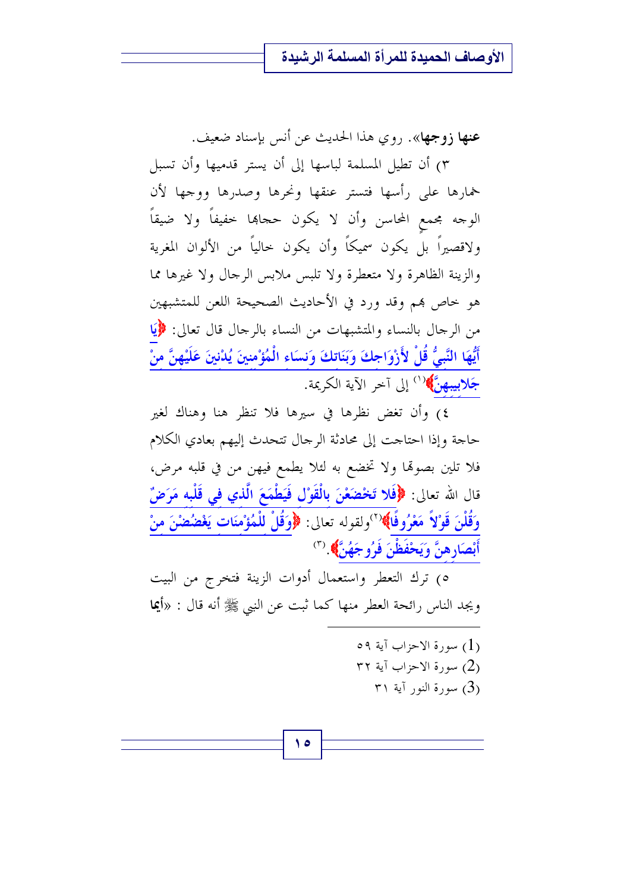**عنها زوجها»**. روي هذا الحديث عن أنس بإسناد ضعيف.

٣) أن تطيل المسلمة لباسها إلى أن يستر قدميها وأن تسبل خمارها على رأسها فتستر عنقها ونحرها وصدرها ووجها لأن الوجه مجمع المحاسن وأن لا يكون حجابها خفيفاً ولا ضيقاً ولاقصيراً بل يكون سميكاً وأن يكون خالياً من الألوان المغرية والزينة الظاهرة ولا متعطرة ولا تلبس ملابس الرجال ولا غيرها مما هو خاص بهم وقد ورد في الأحاديث الصحيحة اللعن للمتشبهين من الرجال بالنساء والمتشبهات من النساء بالرجال قال تعالى: ﴿يَا أَيُّهَا النَّبِيُّ قُلْ لأَزْوَاجِكَ وَبَنَاتِكَ وَنِسَاءِ الْمُؤْمِنِينَ يُدْنِينَ عَلَيْهِنَّ مِنْ جَلابِيبِهِنَّ﴾[1] إلى آخر الآية الكريمة.

٤) وأن تغض نظرها في سيرها فلا تنظر هنا وهناك لغير حاجة وإذا احتاجت إلى محادثة الرجال تتحدث إليهم بعادي الكلام فلا تلين بصوتها ولا تخضع به لئلا يطمع فيهن من في قلبه مرض، قال الله تعالى: ﴿فَلا تَخْضَعْنَ بِالْقَوْلِ فَيَطْمَعَ الَّذِي فِي قَلْبِهِ مَرَضٌ وَقُلْنَ قَوْلاً مَعْرُوفًا﴾[2] ولقوله تعالى: ﴿وَقُلْ لِلْمُؤْمِنَاتِ يَغْضُضْنَ مِنْ أَبْصَارِهِنَّ وَيَحْفَظْنَ فُرُوجَهُنَّ﴾.[3]

٥) ترك التعطر واستعمال أدوات الزينة فتخرج من البيت ويجد الناس رائحة العطر منها كما ثبت عن النبي ﷺ أنه قال : «**أيما**

---

(1) سورة الاحزاب آية ٥٩

(2) سورة الاحزاب آية ٣٢

(3) سورة النور آية ٣١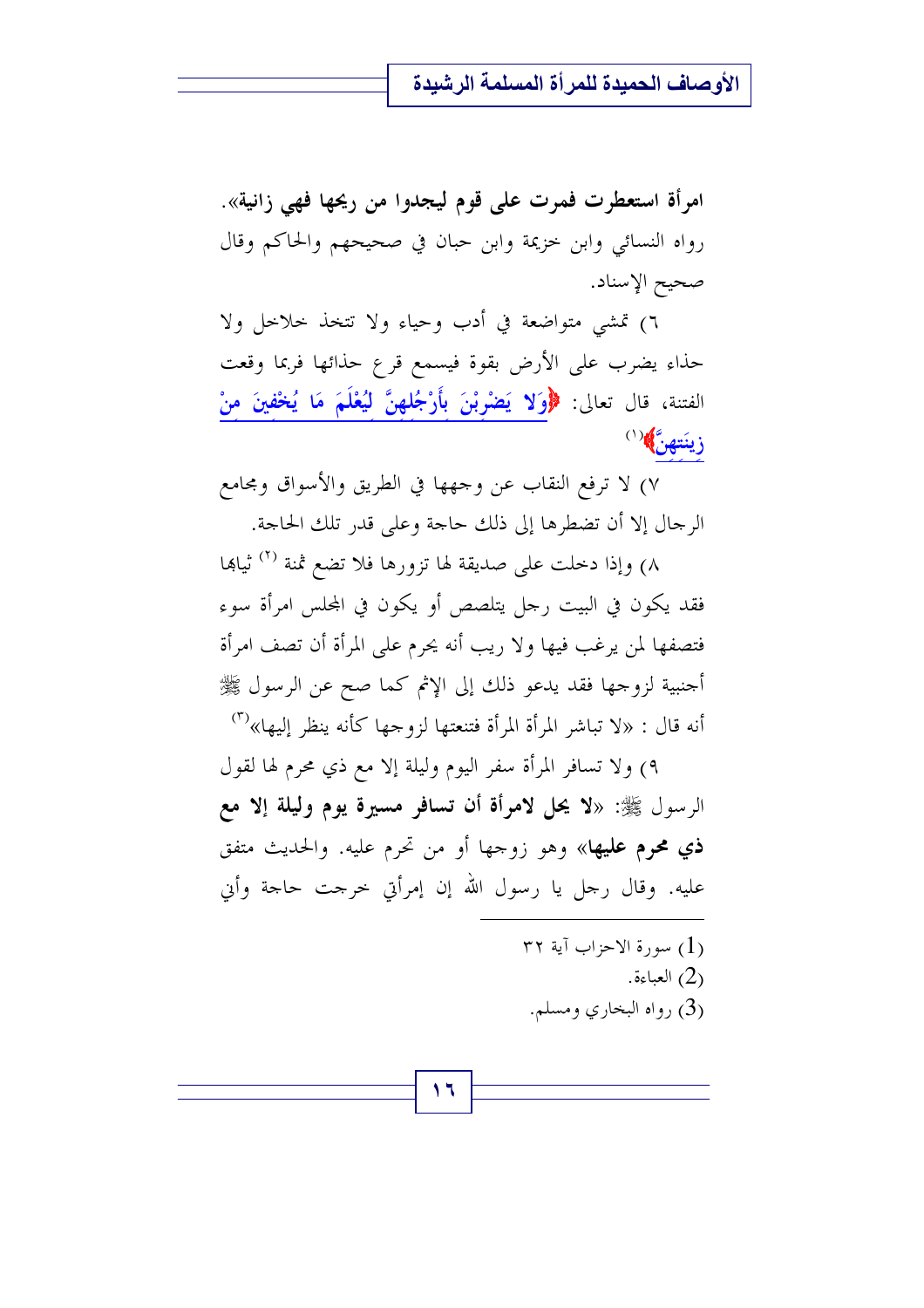**امرأة استعطرت فمرت على قوم ليجدوا من ريحها فهي زانية»**. رواه النسائي وابن خزيمة وابن حبان في صحيحهم والحاكم وقال صحيح الإسناد.

٦) تمشي متواضعة في أدب وحياء ولا تتخذ خلاخل ولا حذاء يضرب على الأرض بقوة فيسمع قرع حذائها فربما وقعت الفتنة، قال تعالى: ﴿وَلا يَضْرِبْنَ بِأَرْجُلِهِنَّ لِيُعْلَمَ مَا يُخْفِينَ مِنْ زِينَتِهِنَّ﴾[1]

٧) لا ترفع النقاب عن وجهها في الطريق والأسواق ومجامع الرجال إلا أن تضطرها إلى ذلك حاجة وعلى قدر تلك الحاجة.

٨) وإذا دخلت على صديقة لها تزورها فلا تضع ثمة [2] ثيابها فقد يكون في البيت رجل يتلصص أو يكون في المجلس امرأة سوء فتصفها لمن يرغب فيها ولا ريب أنه يحرم على المرأة أن تصف امرأة أجنبية لزوجها فقد يدعو ذلك إلى الإثم كما صح عن الرسول ﷺ أنه قال : «لا تباشر المرأة المرأة فتنعتها لزوجها كأنه ينظر إليها»[3]

٩) ولا تسافر المرأة سفر اليوم وليلة إلا مع ذي محرم لها لقول الرسول ﷺ: «**لا يحل لامرأة أن تسافر مسيرة يوم وليلة إلا مع ذي محرم عليها**» وهو زوجها أو من تحرم عليه. والحديث متفق عليه. وقال رجل يا رسول الله إن إمرأتي خرجت حاجة وأني

---

(1) سورة الاحزاب آية ٣٢

(2) العباءة.

(3) رواه البخاري ومسلم.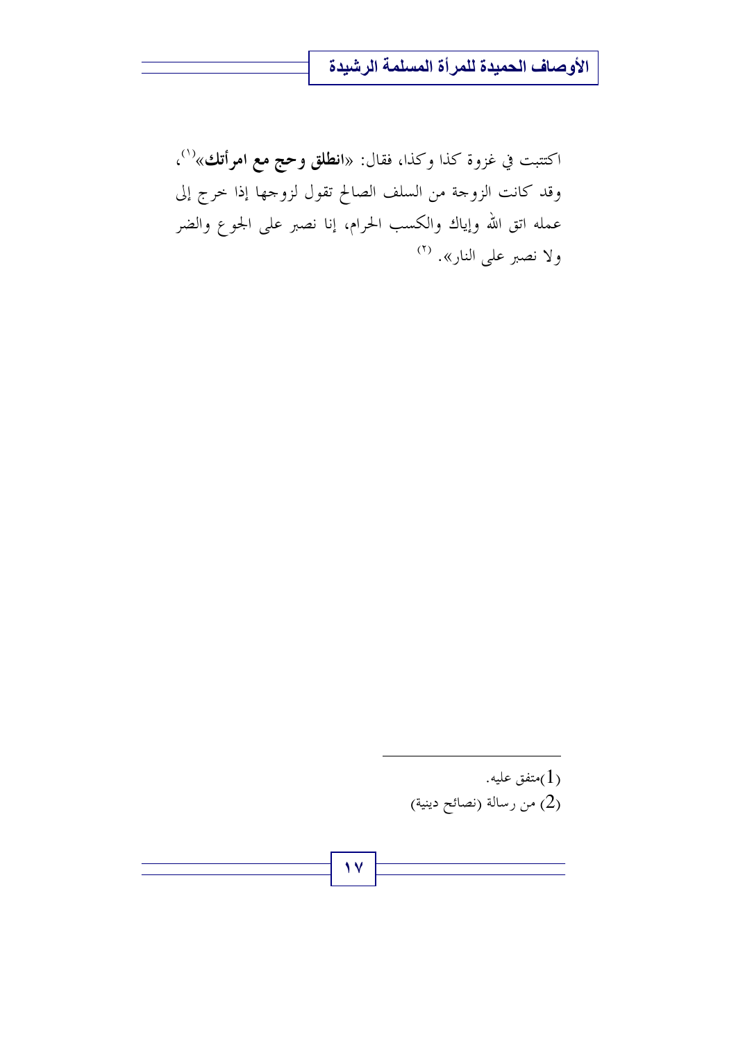اكتتبت في غزوة كذا وكذا، فقال: «**انطلق وحج مع امرأتك**»[1]، وقد كانت الزوجة من السلف الصالح تقول لزوجها إذا خرج إلى عمله اتق الله وإياك والكسب الحرام، إنا نصبر على الجوع والضر ولا نصبر على النار». [2]

---

(1) متفق عليه.

(2) من رسالة (نصائح دينية)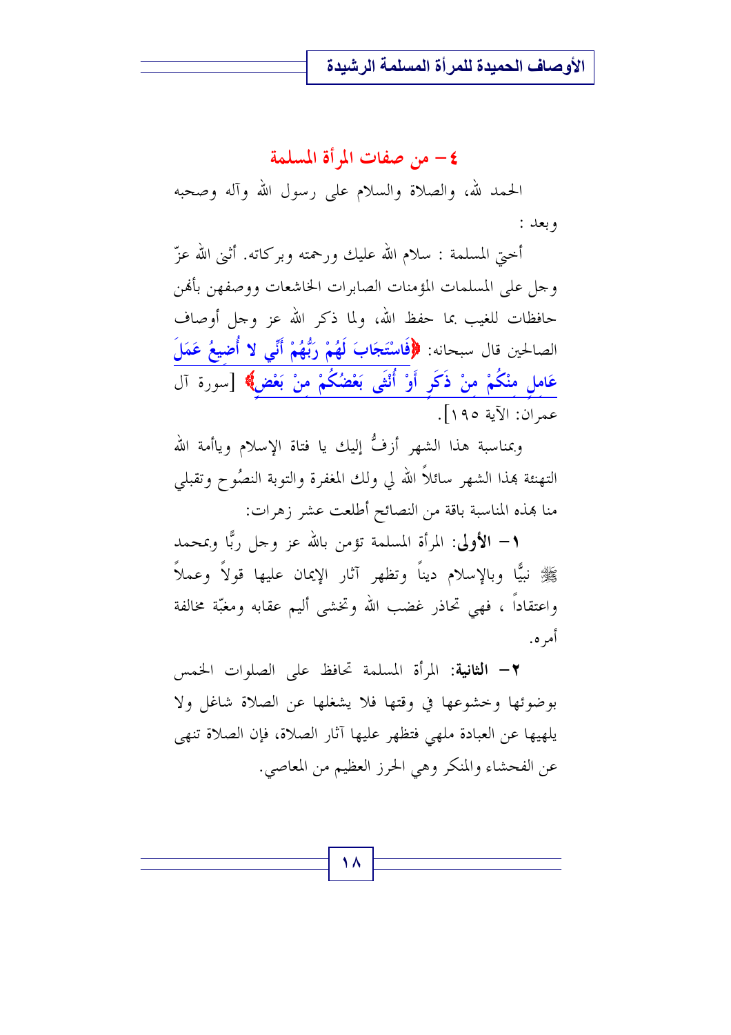## ٤– من صفات المرأة المسلمة

الحمد لله، والصلاة والسلام على رسول الله وآله وصحبه وبعد :

أختي المسلمة : سلام الله عليك ورحمته وبركاته. أثنى الله عزّ وجل على المسلمات المؤمنات الصابرات الخاشعات ووصفهن بأنهن حافظات للغيب بما حفظ الله، ولما ذكر الله عز وجل أوصاف الصالحين قال سبحانه: ﴿فَاسْتَجَابَ لَهُمْ رَبُّهُمْ أَنِّي لا أُضِيعُ عَمَلَ عَامِلٍ مِنْكُمْ مِنْ ذَكَرٍ أَوْ أُنْثَى بَعْضُكُمْ مِنْ بَعْضٍ﴾ [سورة آل عمران: الآية ١٩٥].

وبمناسبة هذا الشهر أزفُّ إليك يا فتاة الإسلام ويأمة الله التهنئة بهذا الشهر سائلاً الله لي ولك المغفرة والتوبة النصُوح وتقبلي منا بهذه المناسبة باقة من النصائح أطلعت عشر زهرات:

١– **الأولى**: المرأة المسلمة تؤمن بالله عز وجل ربًّا وبمحمد ﷺ نبيًّا وبالإسلام ديناً وتظهر آثار الإيمان عليها قولاً وعملاً واعتقاداً ، فهي تحاذر غضب الله وتخشى أليم عقابه ومغبّة مخالفة أمره.

٢– **الثانية**: المرأة المسلمة تحافظ على الصلوات الخمس بوضوئها وخشوعها في وقتها فلا يشغلها عن الصلاة شاغل ولا يلهيها عن العبادة ملهي فتظهر عليها آثار الصلاة، فإن الصلاة تنهى عن الفحشاء والمنكر وهي الحرز العظيم من المعاصي.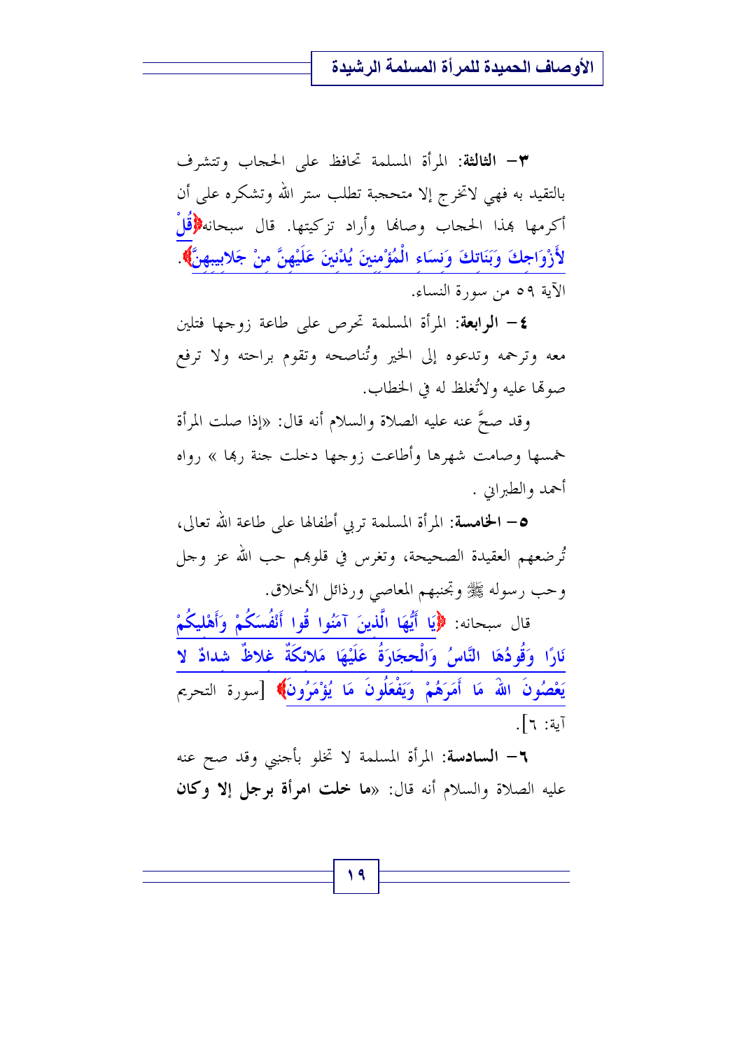٣- **الثالثة**: المرأة المسلمة تحافظ على الحجاب وتتشرف بالتقيد به فهي لاتخرج إلا متحجبة تطلب ستر الله وتشكره على أن أكرمها بهذا الحجاب وصانها وأراد تزكيتها. قال سبحانه﴿قُلْ لأَزْوَاجِكَ وَبَنَاتِكَ وَنِسَاءِ الْمُؤْمِنِينَ يُدْنِينَ عَلَيْهِنَّ مِنْ جَلابِيبِهِنَّ﴾. الآية ٥٩ من سورة النساء.

٤- **الرابعة**: المرأة المسلمة تحرص على طاعة زوجها فتلين معه وترحمه وتدعوه إلى الخير وتُناصحه وتقوم براحته ولا ترفع صوتها عليه ولاتُغلظ له في الخطاب.

وقد صحَّ عنه عليه الصلاة والسلام أنه قال: «إذا صلت المرأة خمسها وصامت شهرها وأطاعت زوجها دخلت جنة ربها » رواه أحمد والطبراني .

٥- **الخامسة**: المرأة المسلمة تربي أطفالها على طاعة الله تعالى، تُرضعهم العقيدة الصحيحة، وتغرس في قلوبهم حب الله عز وجل وحب رسوله ﷺ وتجنبهم المعاصي ورذائل الأخلاق.

قال سبحانه: ﴿يَا أَيُّهَا الَّذِينَ آمَنُوا قُوا أَنْفُسَكُمْ وَأَهْلِيكُمْ نَارًا وَقُودُهَا النَّاسُ وَالْحِجَارَةُ عَلَيْهَا مَلائِكَةٌ غِلاظٌ شِدَادٌ لا يَعْصُونَ اللَّهَ مَا أَمَرَهُمْ وَيَفْعَلُونَ مَا يُؤْمَرُونَ﴾ [سورة التحريم آية: ٦].

٦- **السادسة**: المرأة المسلمة لا تخلو بأجنبي وقد صح عنه عليه الصلاة والسلام أنه قال: «**ما خلت امرأة برجل إلا وكان**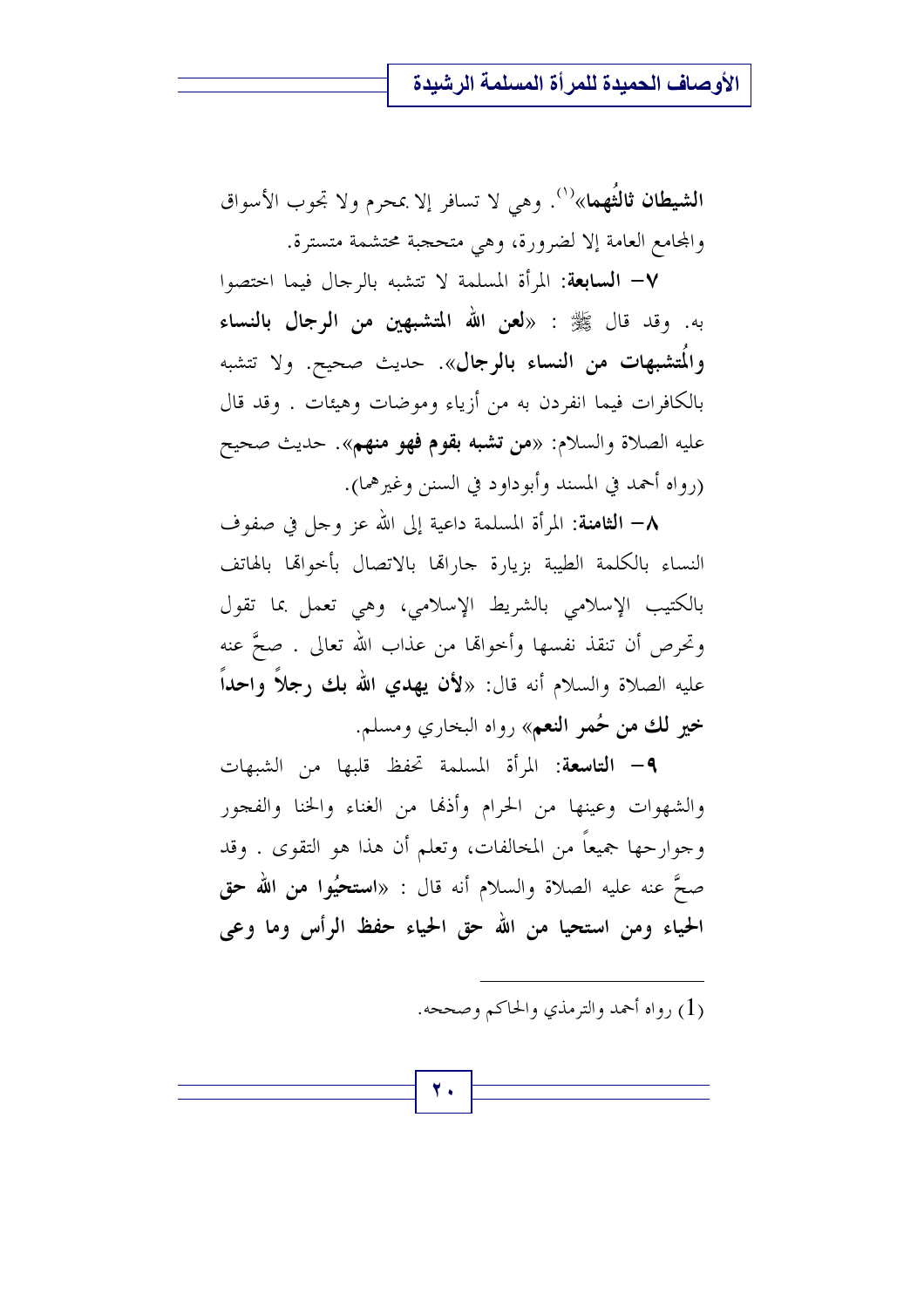**الشيطان ثالثُهما»**[1]. وهي لا تسافر إلا بمحرم ولا تجوب الأسواق والمجامع العامة إلا لضرورة، وهي متحجبة محتشمة متسترة.

٧- **السابعة**: المرأة المسلمة لا تتشبه بالرجال فيما اختصوا به. وقد قال ﷺ : «**لعن الله المتشبهين من الرجال بالنساء والمُتشبهات من النساء بالرجال**». حديث صحيح. ولا تتشبه بالكافرات فيما انفردن به من أزياء وموضات وهيئات . وقد قال عليه الصلاة والسلام: «**من تشبه بقوم فهو منهم**». حديث صحيح (رواه أحمد في المسند وأبوداود في السنن وغيرهما).

٨- **الثامنة**: المرأة المسلمة داعية إلى الله عز وجل في صفوف النساء بالكلمة الطيبة بزيارة جاراتها بالاتصال بأخواتها بالهاتف بالكتيب الإسلامي بالشريط الإسلامي، وهي تعمل بما تقول وتحرص أن تنقذ نفسها وأخواتها من عذاب الله تعالى . صحَّ عنه عليه الصلاة والسلام أنه قال: «**لأن يهدي الله بك رجلاً واحداً خير لك من حُمر النعم**» رواه البخاري ومسلم.

٩- **التاسعة**: المرأة المسلمة تحفظ قلبها من الشبهات والشهوات وعينها من الحرام وأذنها من الغناء والخنا والفجور وجوارحها جميعاً من المخالفات، وتعلم أن هذا هو التقوى . وقد صحَّ عنه عليه الصلاة والسلام أنه قال : «**استحيُوا من الله حق الحياء ومن استحيا من الله حق الحياء حفظ الرأس وما وعى**

---

(1) رواه أحمد والترمذي والحاكم وصححه.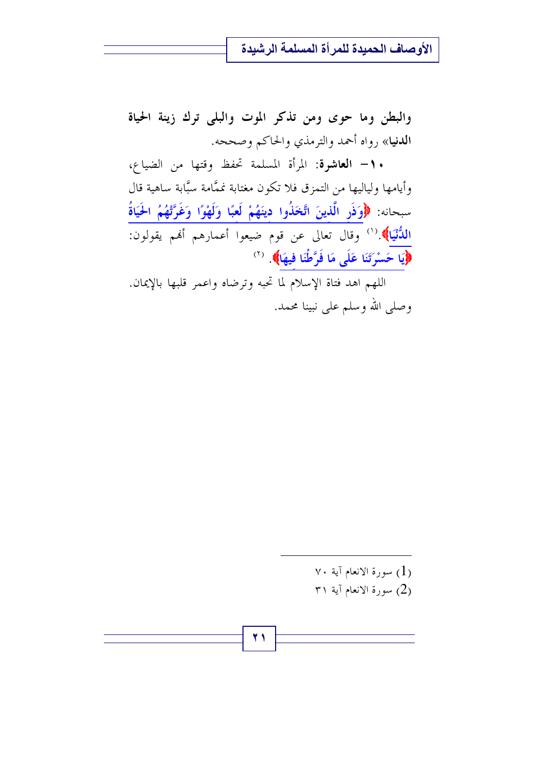**والبطن وما حوى ومن تذكر الموت والبلى ترك زينة الحياة الدنيا**» رواه أحمد والترمذي والحاكم وصححه.

**١٠- العاشرة**: المرأة المسلمة تحفظ وقتها من الضياع، وأيامها ولياليها من التمزق فلا تكون مغتابة نمَّامة سبَّابة ساهية قال سبحانه: ﴿وَذَرِ الَّذِينَ اتَّخَذُوا دِينَهُمْ لَعِبًا وَلَهْوًا وَغَرَّتْهُمُ الْحَيَاةُ الدُّنْيَا﴾.[1] وقال تعالى عن قوم ضيعوا أعمارهم أنهم يقولون: ﴿يَا حَسْرَتَنَا عَلَى مَا فَرَّطْنَا فِيهَا﴾.[2]

اللهم اهد فتاة الإسلام لما تحبه وترضاه واعمر قلبها بالإيمان.

وصلى الله وسلم على نبينا محمد.

---

(1) سورة الانعام آية ٧٠

(2) سورة الانعام آية ٣١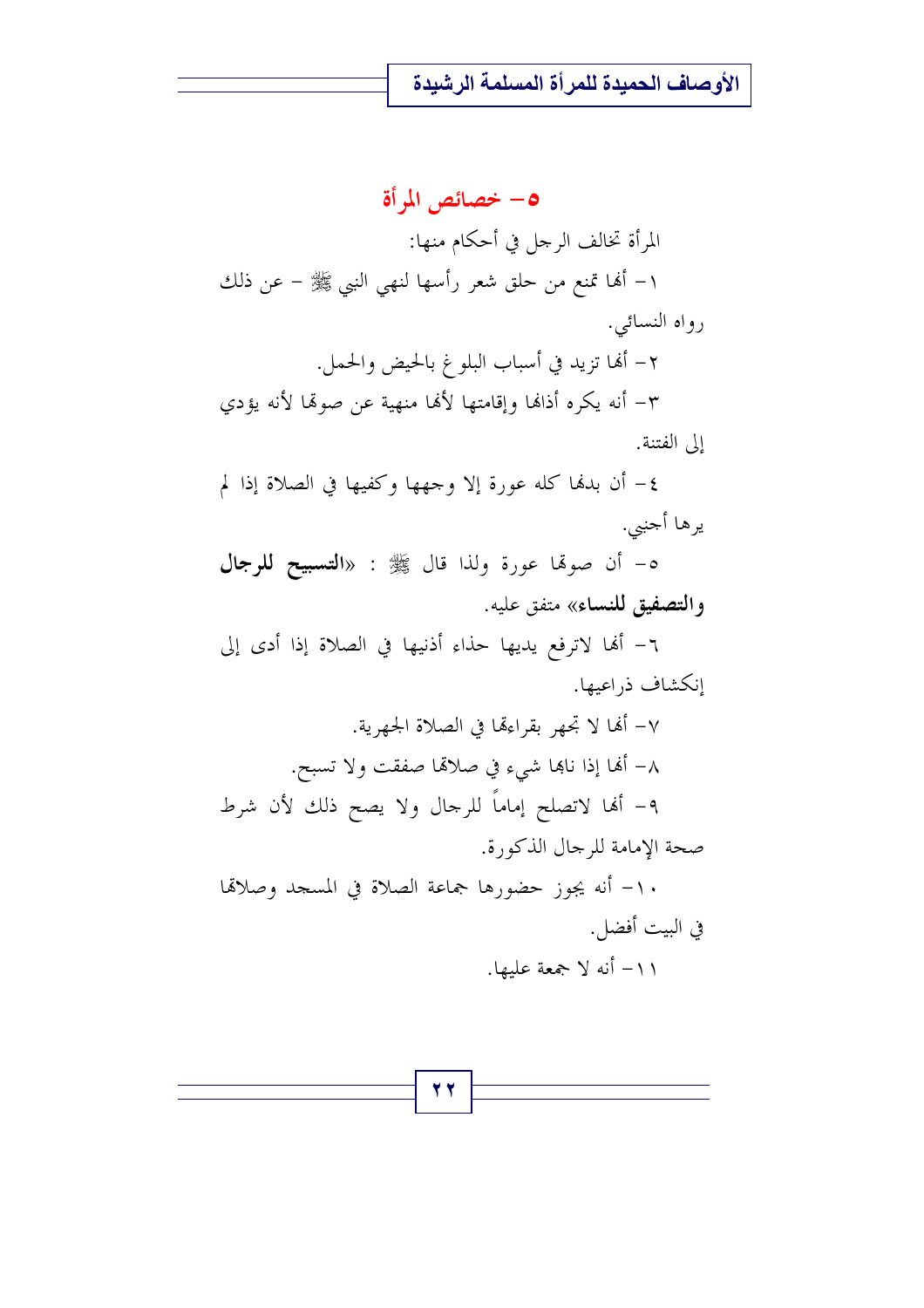## ٥- خصائص المرأة

المرأة تخالف الرجل في أحكام منها:

١- أنها تمنع من حلق شعر رأسها لنهي النبي ﷺ - عن ذلك رواه النسائي.

٢- أنها تزيد في أسباب البلوغ بالحيض والحمل.

٣- أنه يكره أذانها وإقامتها لأنها منهية عن صوتها لأنه يؤدي إلى الفتنة.

٤- أن بدنها كله عورة إلا وجهها وكفيها في الصلاة إذا لم يرها أجنبي.

٥- أن صوتها عورة ولذا قال ﷺ : «**التسبيح للرجال والتصفيق للنساء**» متفق عليه.

٦- أنها لاترفع يديها حذاء أذنيها في الصلاة إذا أدى إلى إنكشاف ذراعيها.

٧- أنها لا تجهر بقراءتها في الصلاة الجهرية.

٨- أنها إذا نابها شيء في صلاتها صفقت ولا تسبح.

٩- أنها لاتصلح إماماً للرجال ولا يصح ذلك لأن شرط صحة الإمامة للرجال الذكورة.

١٠- أنه يجوز حضورها جماعة الصلاة في المسجد وصلاتها في البيت أفضل.

١١- أنه لا جمعة عليها.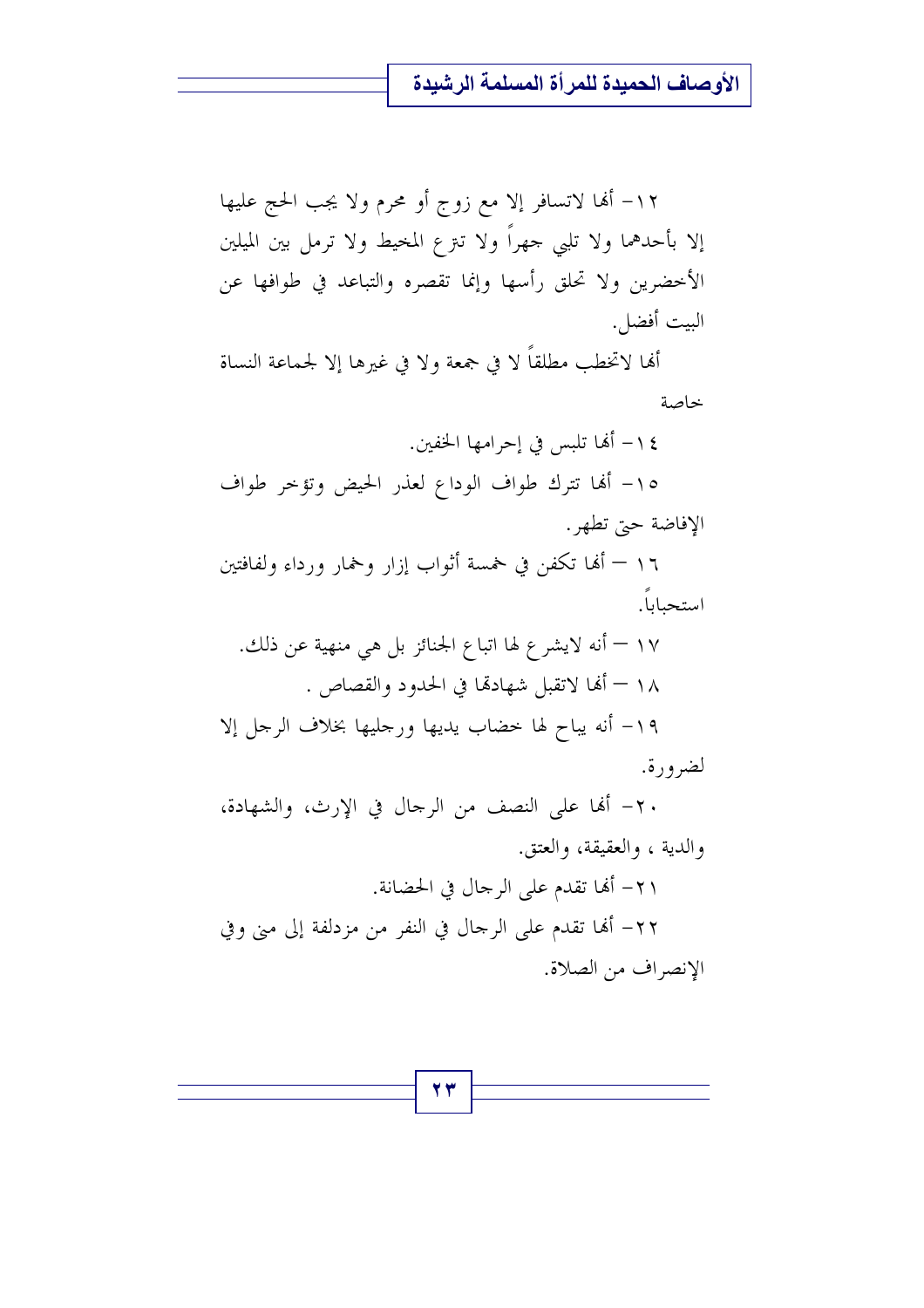١٢- أنها لاتسافر إلا مع زوج أو محرم ولا يجب الحج عليها إلا بأحدهما ولا تلبي جهراً ولا تنزع المخيط ولا ترمل بين الميلين الأخضرين ولا تحلق رأسها وإنما تقصره والتباعد في طوافها عن البيت أفضل.

أنها لاتخطب مطلقاً لا في جمعة ولا في غيرها إلا لجماعة النساة خاصة

١٤- أنها تلبس في إحرامها الخفين.

١٥- أنها تترك طواف الوداع لعذر الحيض وتؤخر طواف الإفاضة حتى تطهر.

١٦ – أنها تكفن في خمسة أثواب إزار وخمار ورداء ولفافتين استحباباً.

١٧ – أنه لايشرع لها اتباع الجنائز بل هي منهية عن ذلك.

١٨ – أنها لاتقبل شهادتها في الحدود والقصاص .

١٩- أنه يباح لها خضاب يديها ورجليها بخلاف الرجل إلا لضرورة.

٢٠- أنها على النصف من الرجال في الإرث، والشهادة، والدية ، والعقيقة، والعتق.

٢١- أنها تقدم على الرجال في الحضانة.

٢٢- أنها تقدم على الرجال في النفر من مزدلفة إلى منى وفي الإنصراف من الصلاة.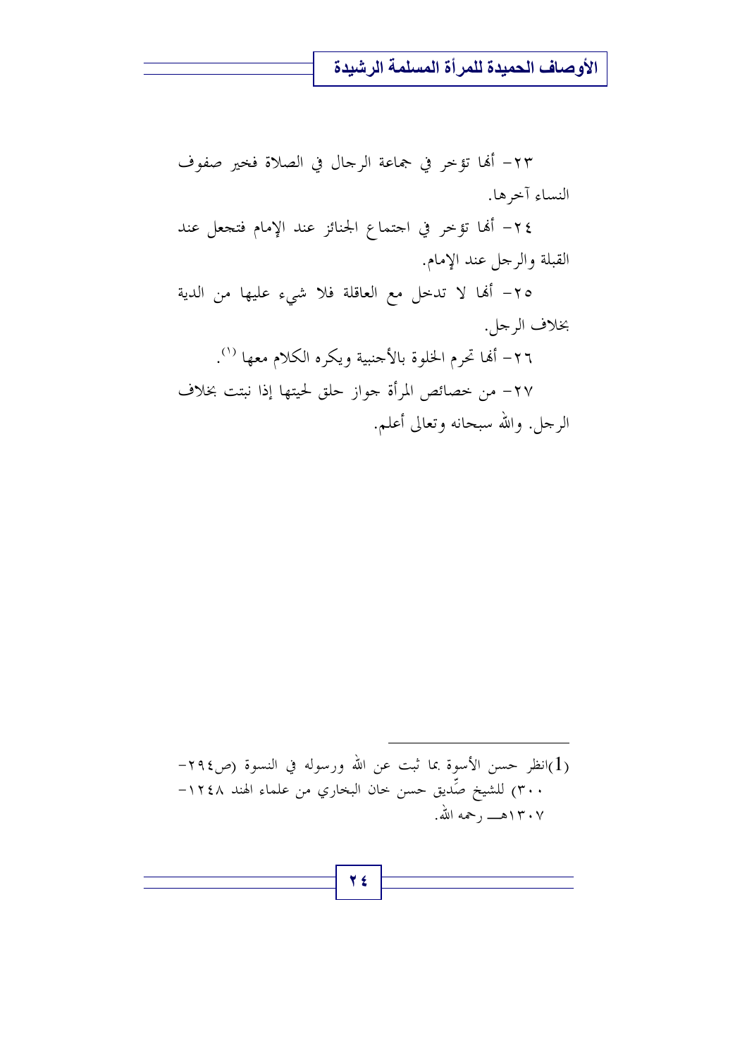٢٣- أنها تؤخر في جماعة الرجال في الصلاة فخير صفوف النساء آخرها.

٢٤- أنها تؤخر في اجتماع الجنائز عند الإمام فتجعل عند القبلة والرجل عند الإمام.

٢٥- أنها لا تدخل مع العاقلة فلا شيء عليها من الدية بخلاف الرجل.

٢٦- أنها تحرم الخلوة بالأجنبية ويكره الكلام معها [1].

٢٧- من خصائص المرأة جواز حلق لحيتها إذا نبتت بخلاف الرجل. والله سبحانه وتعالى أعلم.

---

[1] انظر حسن الأسوة بما ثبت عن الله ورسوله في النسوة (ص٢٩٤-٣٠٠) للشيخ صِّديق حسن خان البخاري من علماء الهند ١٢٤٨-١٣٠٧هـ رحمه الله.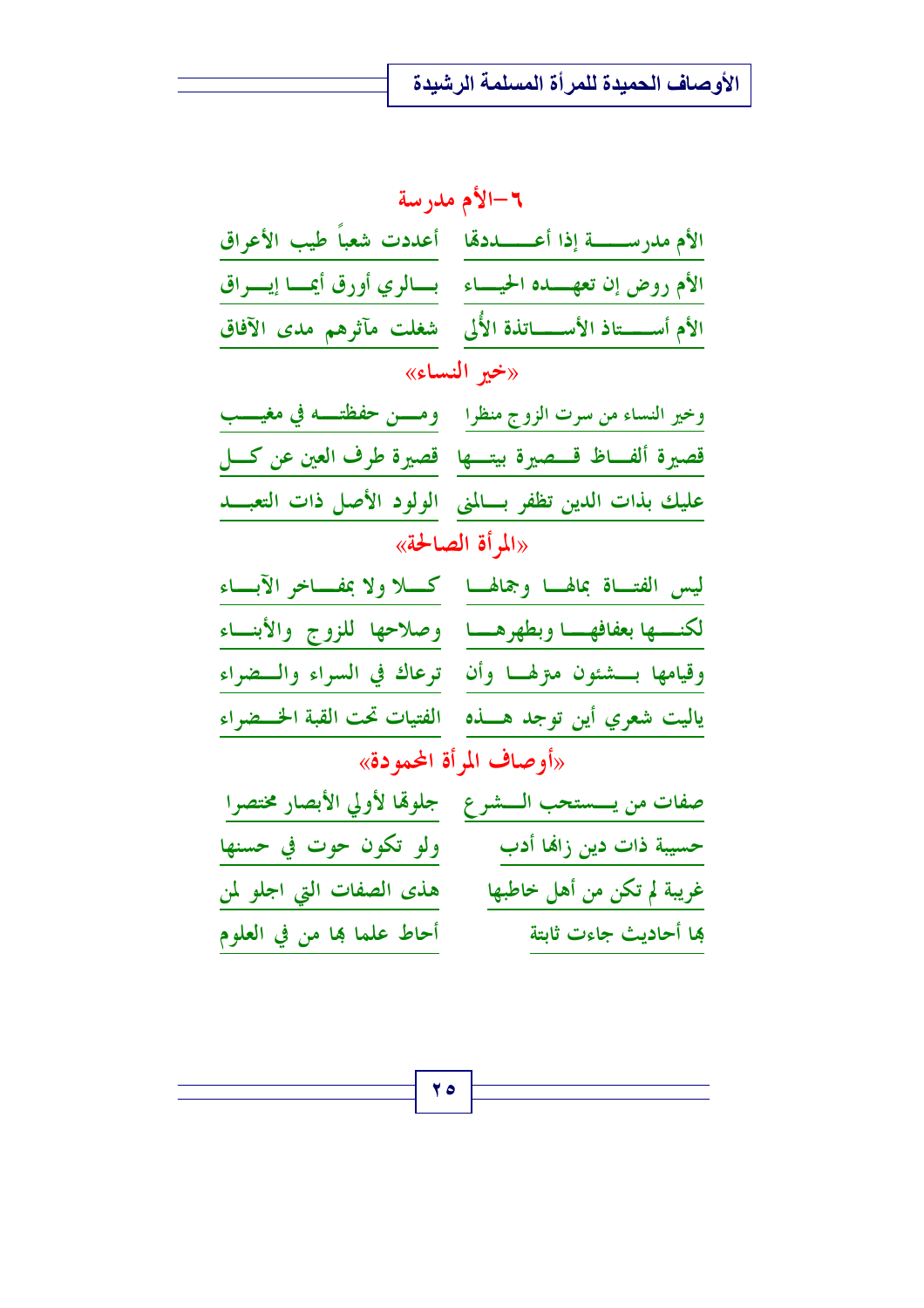## ٦–الأم مدرسة

الأم مدرســــة إذا أعـــــددها ... أعددت شعباً طيب الأعراق

الأم روض إن تعهـــده الحيـــاء ... بـــالري أورق أيمـــا إيـــراق

الأم أســــتاذ الأســــاتذة الأُلى ... شغلت مآثرهم مدى الآفاق

### «خير النساء»

وخير النساء من سرت الزوج منظرا ... ومـــن حفظتـــه في مغيـــب

قصيرة ألفـــاظ قـــصيرة بيتـــها ... قصيرة طرف العين عن كـــل

عليك بذات الدين تظفر بـــالمنى ... الولود الأصل ذات التعبـــد

### «المرأة الصالحة»

ليس الفتـــاة بمالهـــا وجمالهـــا ... كـــلا ولا بمفـــاخر الآبـــاء

لكنـــها بعفافهـــا وبطهرهـــا ... وصلاحها للزوج والأبنـــاء

وقيامها بـــشئون منزلهـــا وأن ... ترعاك في السراء والـــضراء

ياليت شعري أين توجد هـــذه ... الفتيات تحت القبة الخـــضراء

### «أوصاف المرأة المحمودة»

صفات من يـــستحب الـــشرع ... جلوها لأولي الأبصار مختصرا

حسيبة ذات دين زانها أدب ... ولو تكون حوت في حسنها

غريبة لم تكن من أهل خاطبها ... هذى الصفات التي اجلو لمن

لها أحاديث جاءت ثابتة ... أحاط علما بها من في العلوم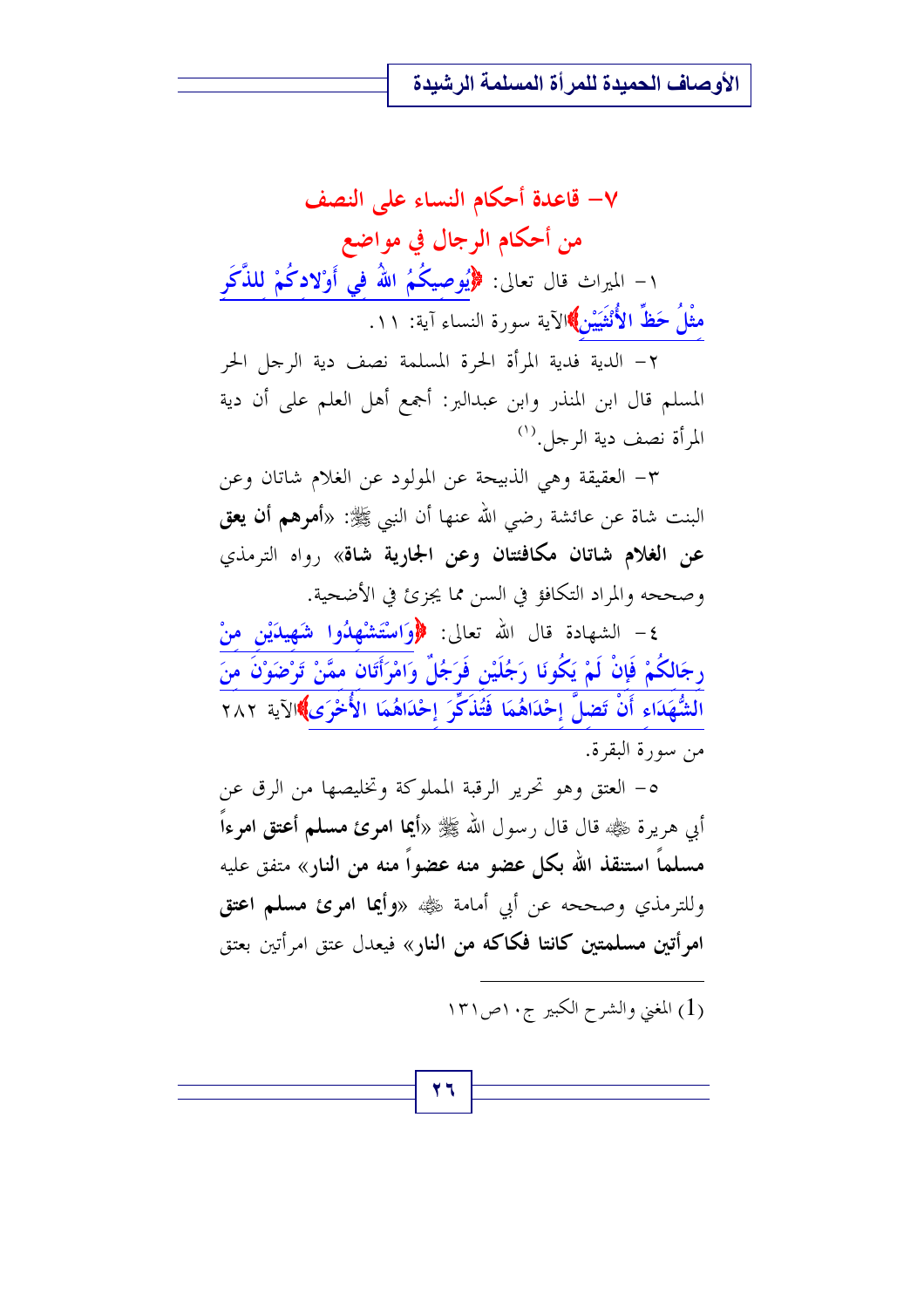## ٧- قاعدة أحكام النساء على النصف من أحكام الرجال في مواضع

١- الميراث قال تعالى: ﴿يُوصِيكُمُ اللهُ فِي أَوْلادِكُمْ لِلذَّكَرِ مِثْلُ حَظِّ الأُنْثَيَيْنِ﴾الآية سورة النساء آية: ١١.

٢- الدية فدية المرأة الحرة المسلمة نصف دية الرجل الحر المسلم قال ابن المنذر وابن عبدالبر: أجمع أهل العلم على أن دية المرأة نصف دية الرجل.[1]

٣- العقيقة وهي الذبيحة عن المولود عن الغلام شاتان وعن البنت شاة عن عائشة رضي الله عنها أن النبي ﷺ: «**أمرهم أن يعق عن الغلام شاتان مكافئتان وعن الجارية شاة**» رواه الترمذي وصححه والمراد التكافؤ في السن مما يجزئ في الأضحية.

٤- الشهادة قال الله تعالى: ﴿وَاسْتَشْهِدُوا شَهِيدَيْنِ مِنْ رِجَالِكُمْ فَإِنْ لَمْ يَكُونَا رَجُلَيْنِ فَرَجُلٌ وَامْرَأَتَانِ مِمَّنْ تَرْضَوْنَ مِنَ الشُّهَدَاءِ أَنْ تَضِلَّ إِحْدَاهُمَا فَتُذَكِّرَ إِحْدَاهُمَا الأُخْرَى﴾الآية ٢٨٢ من سورة البقرة.

٥- العتق وهو تحرير الرقبة المملوكة وتخليصها من الرق عن أبي هريرة ﷺ قال قال رسول الله ﷺ «**أيما امرئ مسلم أعتق امرءاً مسلماً استنقذ الله بكل عضو منه عضواً منه من النار**» متفق عليه وللترمذي وصححه عن أبي أمامة ﷺ «**وأيما امرئ مسلم اعتق امرأتين مسلمتين كانتا فكاكه من النار**» فيعدل عتق امرأتين بعتق

---

(1) المغني والشرح الكبير ج١٠ص١٣١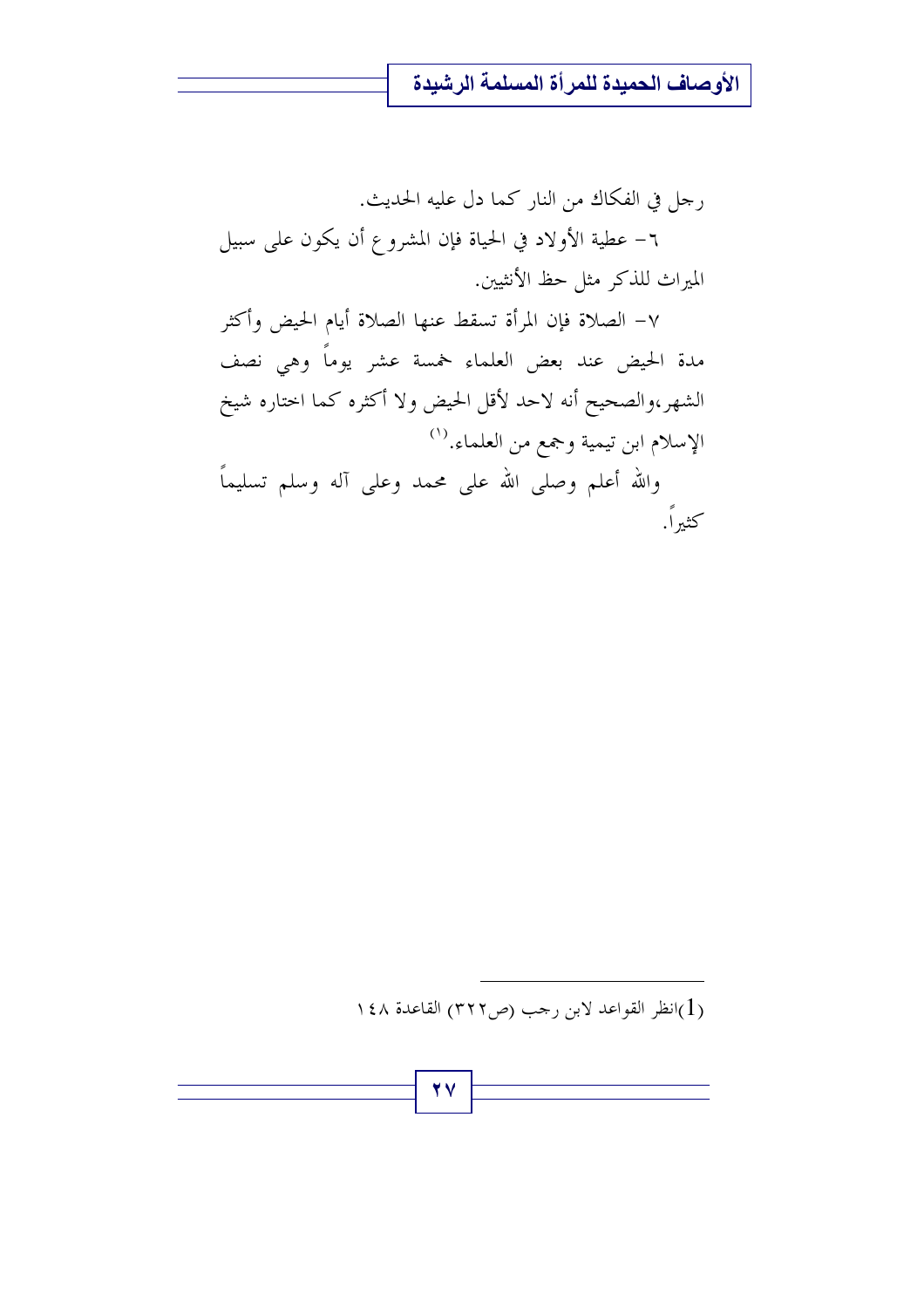رجل في الفكاك من النار كما دل عليه الحديث.

٦- عطية الأولاد في الحياة فإن المشروع أن يكون على سبيل الميراث للذكر مثل حظ الأنثيين.

٧- الصلاة فإن المرأة تسقط عنها الصلاة أيام الحيض وأكثر مدة الحيض عند بعض العلماء خمسة عشر يوماً وهي نصف الشهر،والصحيح أنه لاحد لأقل الحيض ولا أكثره كما اختاره شيخ الإسلام ابن تيمية وجمع من العلماء.[1]

والله أعلم وصلى الله على محمد وعلى آله وسلم تسليماً كثيراً.

---

(1)انظر القواعد لابن رجب (ص٣٢٢) القاعدة ١٤٨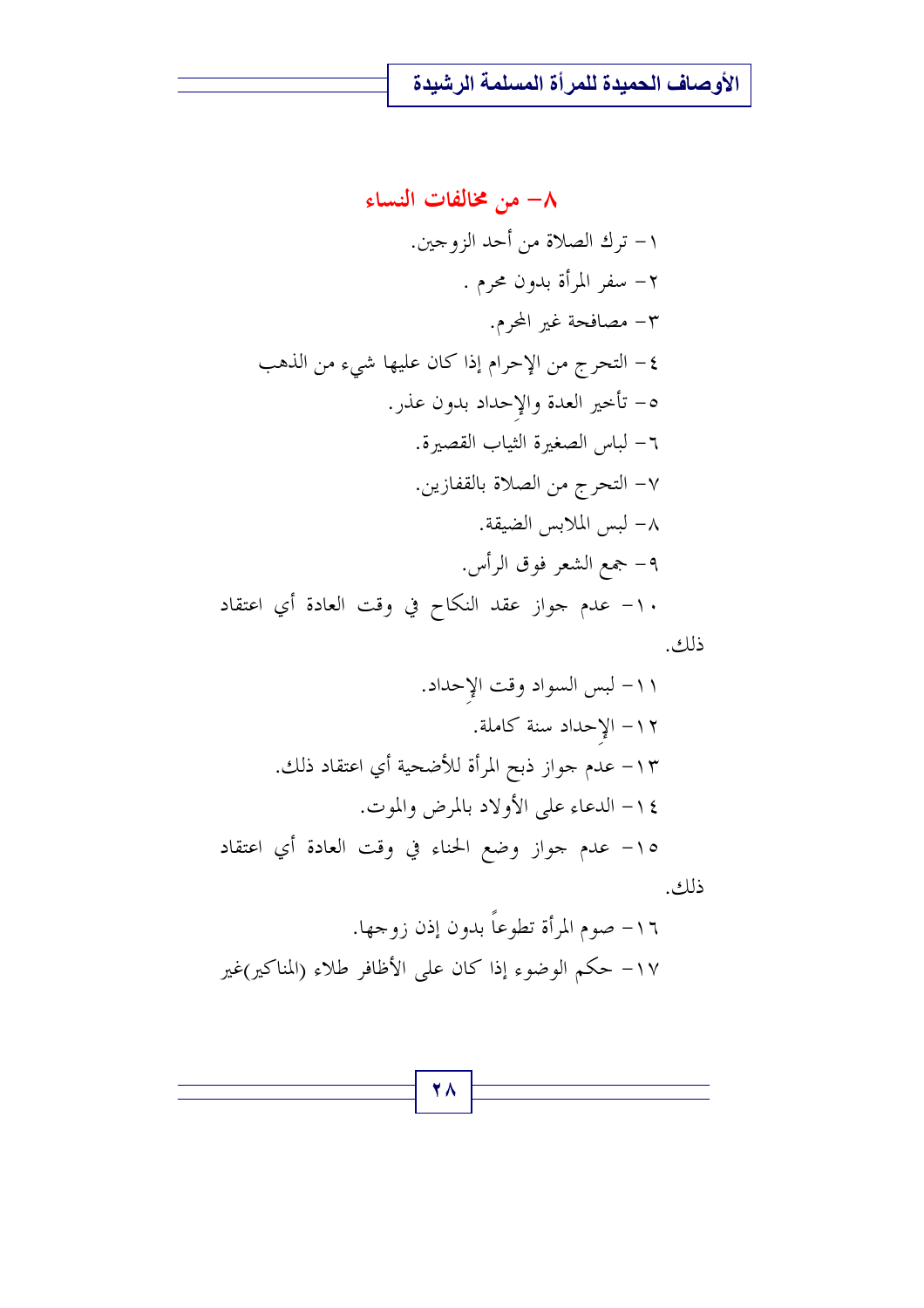## ٨- من مخالفات النساء

١- ترك الصلاة من أحد الزوجين.

٢- سفر المرأة بدون محرم .

٣- مصافحة غير المحرم.

٤- التحرج من الإحرام إذا كان عليها شيء من الذهب

٥- تأخير العدة والإحداد بدون عذر.

٦- لباس الصغيرة الثياب القصيرة.

٧- التحرج من الصلاة بالقفازين.

٨- لبس الملابس الضيقة.

٩- جمع الشعر فوق الرأس.

١٠- عدم جواز عقد النكاح في وقت العادة أي اعتقاد ذلك.

١١- لبس السواد وقت الإحداد.

١٢- الإحداد سنة كاملة.

١٣- عدم جواز ذبح المرأة للأضحية أي اعتقاد ذلك.

١٤- الدعاء على الأولاد بالمرض والموت.

١٥- عدم جواز وضع الحناء في وقت العادة أي اعتقاد ذلك.

١٦- صوم المرأة تطوعاً بدون إذن زوجها.

١٧- حكم الوضوء إذا كان على الأظافر طلاء (المناكير)غير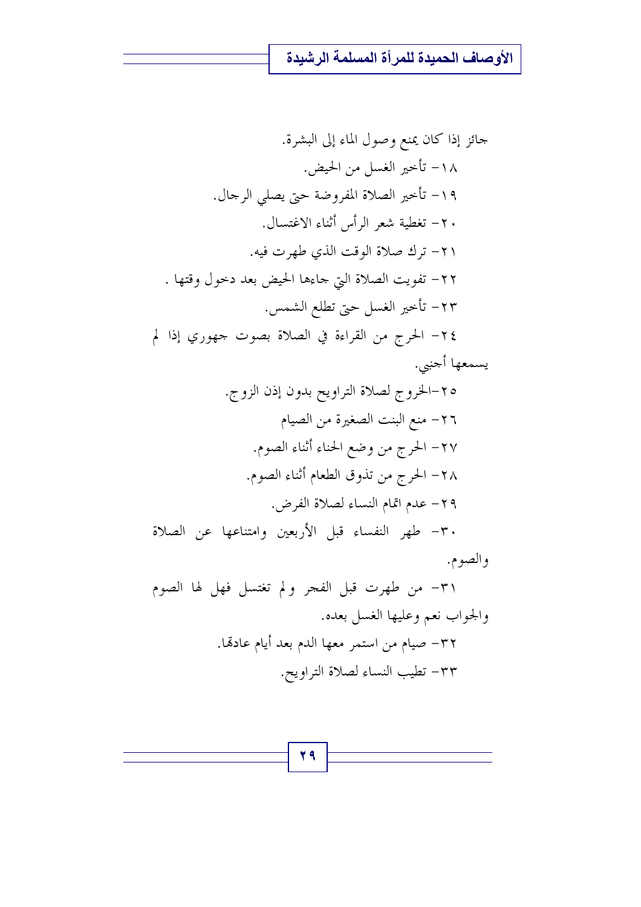جائز إذا كان يمنع وصول الماء إلى البشرة.

١٨- تأخير الغسل من الحيض.

١٩- تأخير الصلاة المفروضة حتى يصلي الرجال.

٢٠- تغطية شعر الرأس أثناء الاغتسال.

٢١- ترك صلاة الوقت الذي طهرت فيه.

٢٢- تفويت الصلاة التي جاءها الحيض بعد دخول وقتها .

٢٣- تأخير الغسل حتى تطلع الشمس.

٢٤- الحرج من القراءة في الصلاة بصوت جهوري إذا لم يسمعها أجنبي.

٢٥-الخروج لصلاة التراويح بدون إذن الزوج.

٢٦- منع البنت الصغيرة من الصيام

٢٧- الحرج من وضع الحناء أثناء الصوم.

٢٨- الحرج من تذوق الطعام أثناء الصوم.

٢٩- عدم اتمام النساء لصلاة الفرض.

٣٠- طهر النفساء قبل الأربعين وامتناعها عن الصلاة والصوم.

٣١- من طهرت قبل الفجر ولم تغتسل فهل لها الصوم والجواب نعم وعليها الغسل بعده.

٣٢- صيام من استمر معها الدم بعد أيام عادتها.

٣٣- تطيب النساء لصلاة التراويح.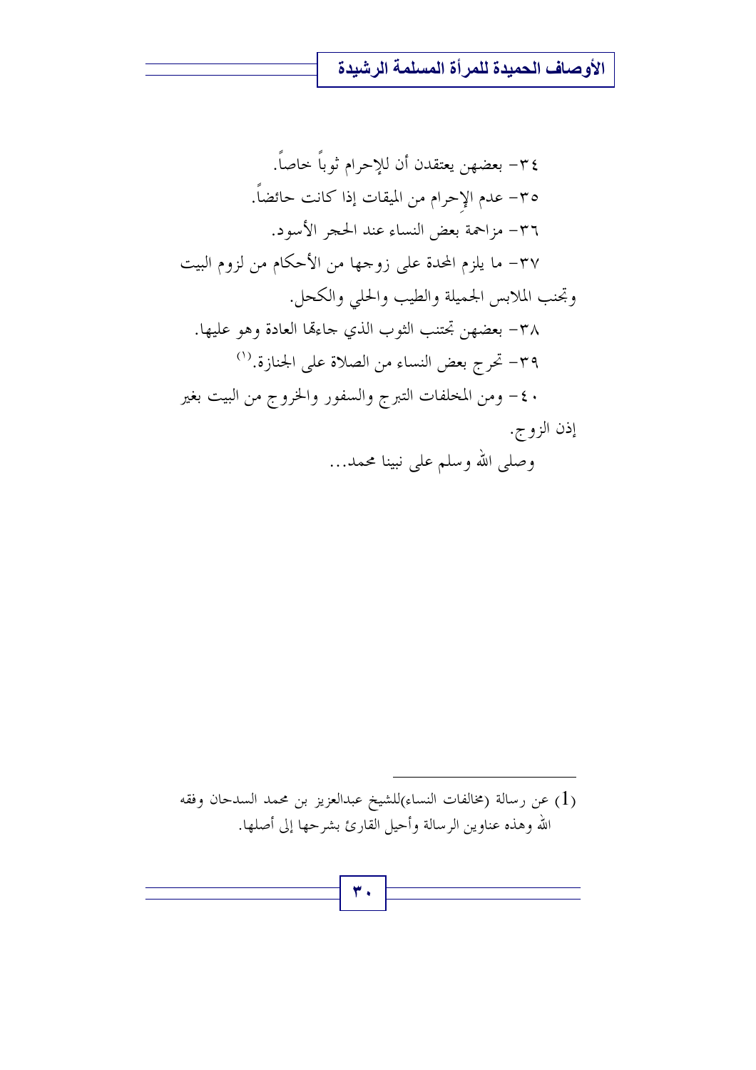٣٤- بعضهن يعتقدن أن للإحرام ثوباً خاصاً.

٣٥- عدم الإِحرام من الميقات إذا كانت حائضاً.

٣٦- مزاحمة بعض النساء عند الحجر الأسود.

٣٧- ما يلزم المحدة على زوجها من الأحكام من لزوم البيت وتجنب الملابس الجميلة والطيب والحلي والكحل.

٣٨- بعضهن تجتنب الثوب الذي جاءتها العادة وهو عليها.

٣٩- تحرج بعض النساء من الصلاة على الجنازة.[1]

٤٠- ومن المخلفات التبرج والسفور والخروج من البيت بغير إذن الزوج.

وصلى الله وسلم على نبينا محمد...

---

(1) عن رسالة (مخالفات النساء)للشيخ عبدالعزيز بن محمد السدحان وفقه الله وهذه عناوين الرسالة وأحيل القارئ بشرحها إلى أصلها.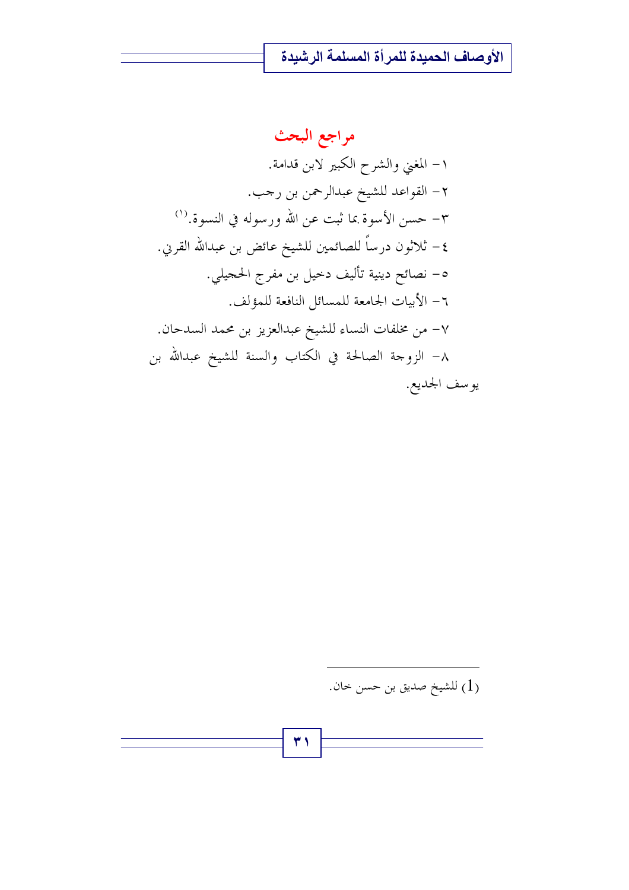## مراجع البحث

١- المغني والشرح الكبير لابن قدامة.

٢- القواعد للشيخ عبدالرحمن بن رجب.

٣- حسن الأسوة بما ثبت عن الله ورسوله في النسوة.[1]

٤- ثلاثون درساً للصائمين للشيخ عائض بن عبدالله القرني.

٥- نصائح دينية تأليف دخيل بن مفرج الحجيلي.

٦- الأبيات الجامعة للمسائل النافعة للمؤلف.

٧- من مخلفات النساء للشيخ عبدالعزيز بن محمد السدحان.

٨- الزوجة الصالحة في الكتاب والسنة للشيخ عبدالله بن يوسف الجديع.

---

(1) للشيخ صديق بن حسن خان.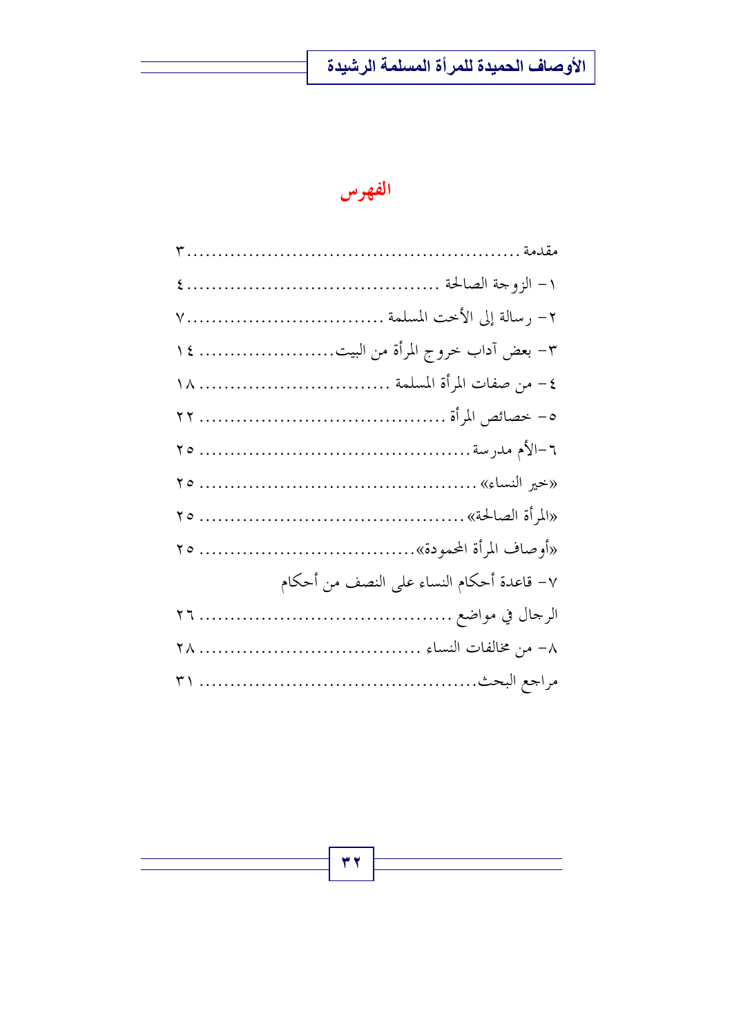# الفهرس

مقدمة ........................................................ ٣

١- الزوجة الصالحة ........................................ ٤

٢- رسالة إلى الأخت المسلمة ................................ ٧

٣- بعض آداب خروج المرأة من البيت ...................... ١٤

٤- من صفات المرأة المسلمة ................................ ١٨

٥- خصائص المرأة ......................................... ٢٢

٦-الأم مدرسة ............................................ ٢٥

«خير النساء» .............................................. ٢٥

«المرأة الصالحة» .......................................... ٢٥

«أوصاف المرأة المحمودة» ................................. ٢٥

٧- قاعدة أحكام النساء على النصف من أحكام

الرجال في مواضع ......................................... ٢٦

٨- من مخالفات النساء ..................................... ٢٨

مراجع البحث .............................................. ٣١